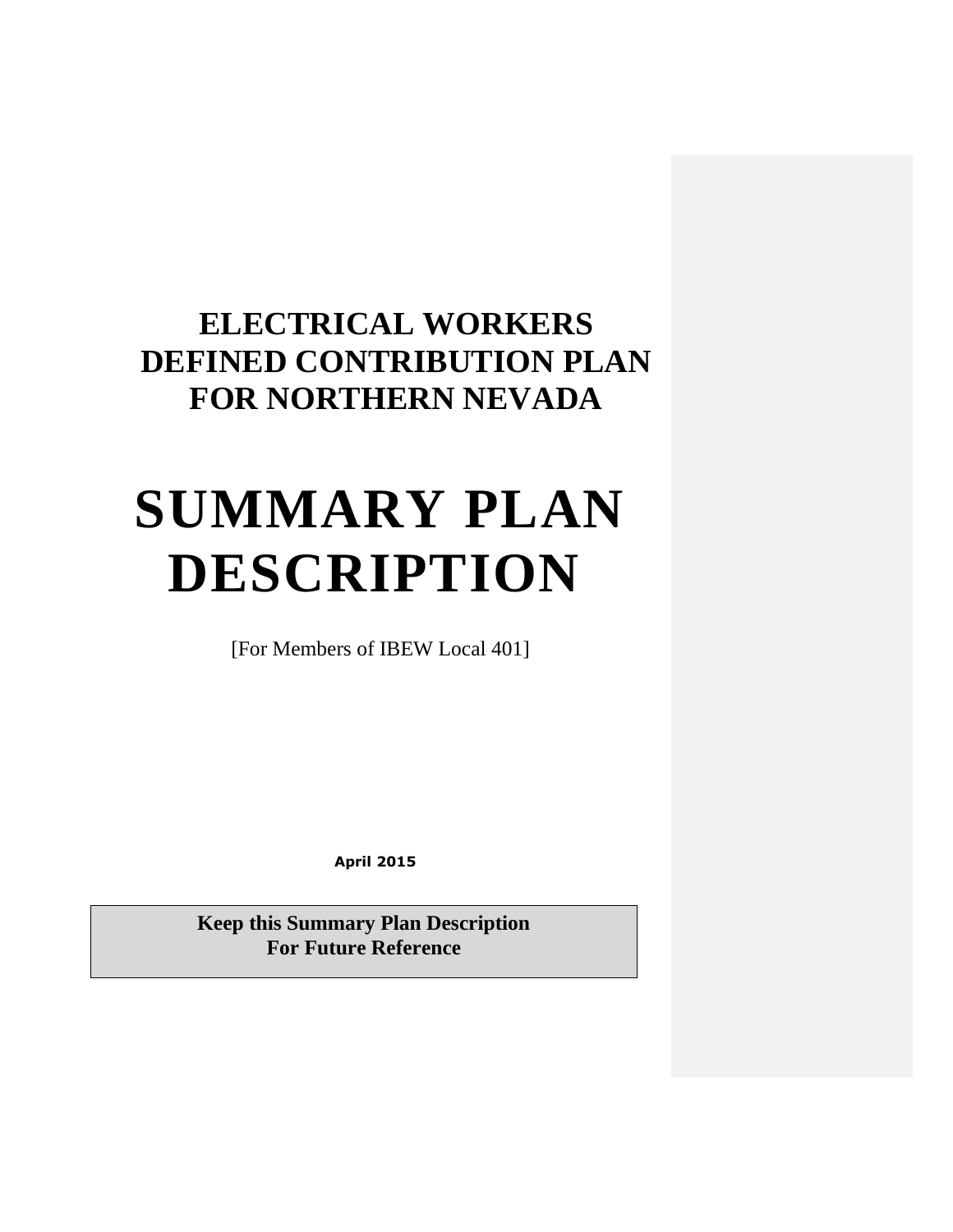# ELECTRICAL WORKERS DEFINED CONTRIBUTION PLAN FOR NORTHERN NEVADA

# SUMMARY PLAN DESCRIPTION

[For Members of IBEW Local 401]

**April 2015**

**Keep this Summary Plan Description For Future Reference**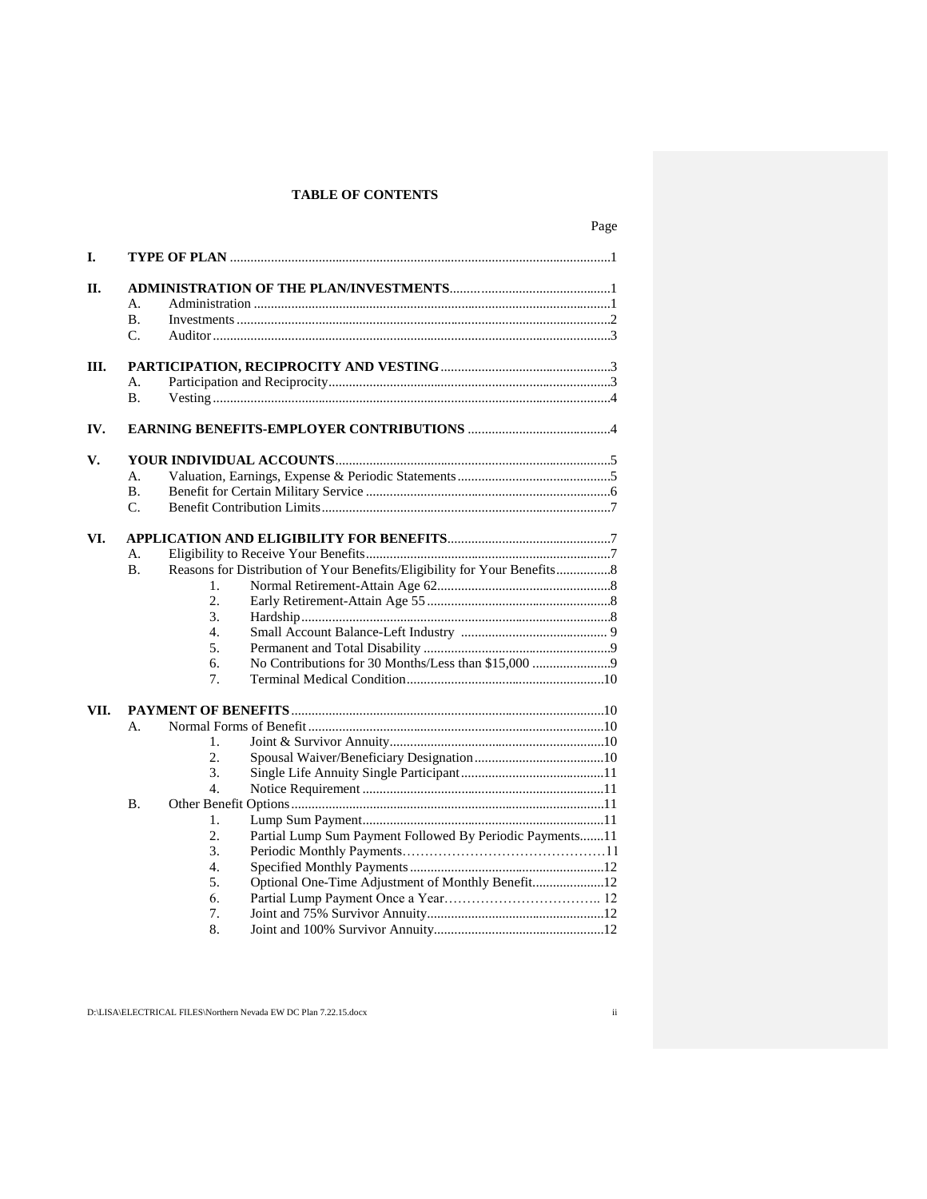**TABLE OF CONTENTS**

| | | | | Page |
|---|---|---|---|---|
| **I.** | **TYPE OF PLAN** | | | 1 |
| **II.** | **ADMINISTRATION OF THE PLAN/INVESTMENTS** | | | 1 |
| | A. | Administration | | 1 |
| | B. | Investments | | 2 |
| | C. | Auditor | | 3 |
| **III.** | **PARTICIPATION, RECIPROCITY AND VESTING** | | | 3 |
| | A. | Participation and Reciprocity | | 3 |
| | B. | Vesting | | 4 |
| **IV.** | **EARNING BENEFITS-EMPLOYER CONTRIBUTIONS** | | | 4 |
| **V.** | **YOUR INDIVIDUAL ACCOUNTS** | | | 5 |
| | A. | Valuation, Earnings, Expense & Periodic Statements | | 5 |
| | B. | Benefit for Certain Military Service | | 6 |
| | C. | Benefit Contribution Limits | | 7 |
| **VI.** | **APPLICATION AND ELIGIBILITY FOR BENEFITS** | | | 7 |
| | A. | Eligibility to Receive Your Benefits | | 7 |
| | B. | Reasons for Distribution of Your Benefits/Eligibility for Your Benefits | | 8 |
| | | 1. | Normal Retirement-Attain Age 62 | 8 |
| | | 2. | Early Retirement-Attain Age 55 | 8 |
| | | 3. | Hardship | 8 |
| | | 4. | Small Account Balance-Left Industry | 9 |
| | | 5. | Permanent and Total Disability | 9 |
| | | 6. | No Contributions for 30 Months/Less than $15,000 | 9 |
| | | 7. | Terminal Medical Condition | 10 |
| **VII.** | **PAYMENT OF BENEFITS** | | | 10 |
| | A. | Normal Forms of Benefit | | 10 |
| | | 1. | Joint & Survivor Annuity | 10 |
| | | 2. | Spousal Waiver/Beneficiary Designation | 10 |
| | | 3. | Single Life Annuity Single Participant | 11 |
| | | 4. | Notice Requirement | 11 |
| | B. | Other Benefit Options | | 11 |
| | | 1. | Lump Sum Payment | 11 |
| | | 2. | Partial Lump Sum Payment Followed By Periodic Payments | 11 |
| | | 3. | Periodic Monthly Payments | 11 |
| | | 4. | Specified Monthly Payments | 12 |
| | | 5. | Optional One-Time Adjustment of Monthly Benefit | 12 |
| | | 6. | Partial Lump Sum Payment Once a Year | 12 |
| | | 7. | Joint and 75% Survivor Annuity | 12 |
| | | 8. | Joint and 100% Survivor Annuity | 12 |

D:\LISA\ELECTRICAL FILES\Northern Nevada EW DC Plan 7.22.15.docx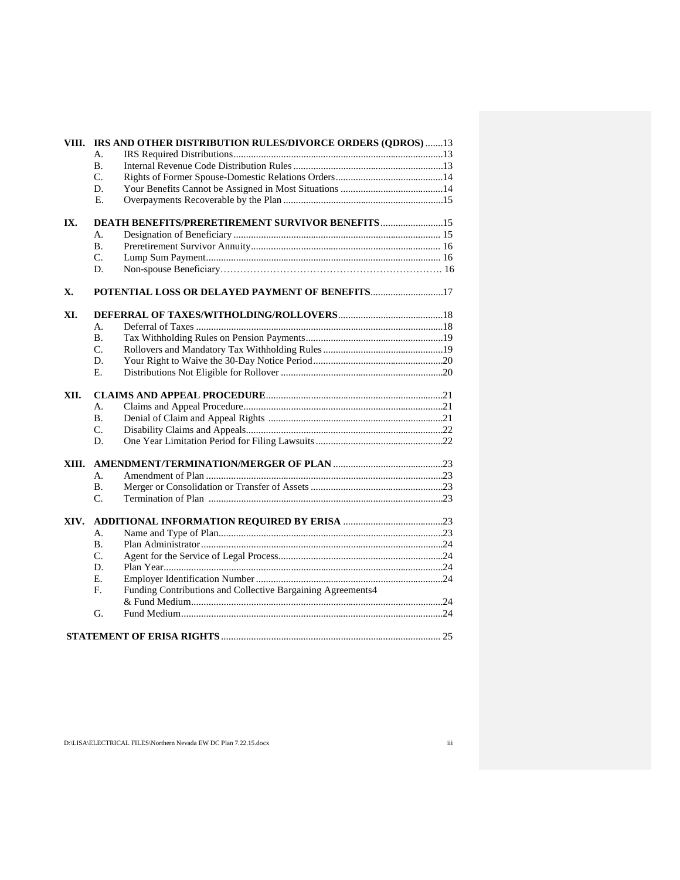| | | | |
|---|---|---|---|
| **VIII.** | **IRS AND OTHER DISTRIBUTION RULES/DIVORCE ORDERS (QDROS)** | | 13 |
| | A. | IRS Required Distributions | 13 |
| | B. | Internal Revenue Code Distribution Rules | 13 |
| | C. | Rights of Former Spouse-Domestic Relations Orders | 14 |
| | D. | Your Benefits Cannot be Assigned in Most Situations | 14 |
| | E. | Overpayments Recoverable by the Plan | 15 |
| **IX.** | **DEATH BENEFITS/PRERETIREMENT SURVIVOR BENEFITS** | | 15 |
| | A. | Designation of Beneficiary | 15 |
| | B. | Preretirement Survivor Annuity | 16 |
| | C. | Lump Sum Payment | 16 |
| | D. | Non-spouse Beneficiary | 16 |
| **X.** | **POTENTIAL LOSS OR DELAYED PAYMENT OF BENEFITS** | | 17 |
| **XI.** | **DEFERRAL OF TAXES/WITHOLDING/ROLLOVERS** | | 18 |
| | A. | Deferral of Taxes | 18 |
| | B. | Tax Withholding Rules on Pension Payments | 19 |
| | C. | Rollovers and Mandatory Tax Withholding Rules | 19 |
| | D. | Your Right to Waive the 30-Day Notice Period | 20 |
| | E. | Distributions Not Eligible for Rollover | 20 |
| **XII.** | **CLAIMS AND APPEAL PROCEDURE** | | 21 |
| | A. | Claims and Appeal Procedure | 21 |
| | B. | Denial of Claim and Appeal Rights | 21 |
| | C. | Disability Claims and Appeals | 22 |
| | D. | One Year Limitation Period for Filing Lawsuits | 22 |
| **XIII.** | **AMENDMENT/TERMINATION/MERGER OF PLAN** | | 23 |
| | A. | Amendment of Plan | 23 |
| | B. | Merger or Consolidation or Transfer of Assets | 23 |
| | C. | Termination of Plan | 23 |
| **XIV.** | **ADDITIONAL INFORMATION REQUIRED BY ERISA** | | 23 |
| | A. | Name and Type of Plan | 23 |
| | B. | Plan Administrator | 24 |
| | C. | Agent for the Service of Legal Process | 24 |
| | D. | Plan Year | 24 |
| | E. | Employer Identification Number | 24 |
| | F. | Funding Contributions and Collective Bargaining Agreements4 & Fund Medium | 24 |
| | G. | Fund Medium | 24 |
| **STATEMENT OF ERISA RIGHTS** | | | 25 |

D:\LISA\ELECTRICAL FILES\Northern Nevada EW DC Plan 7.22.15.docx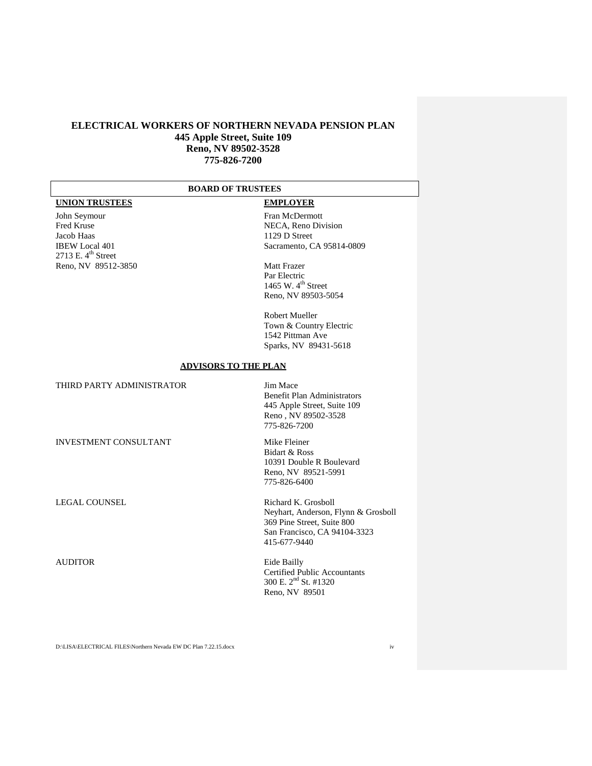# ELECTRICAL WORKERS OF NORTHERN NEVADA PENSION PLAN

**445 Apple Street, Suite 109**
**Reno, NV 89502-3528**
**775-826-7200**

## BOARD OF TRUSTEES

| **UNION TRUSTEES** | **EMPLOYER** |
|---|---|
| John Seymour<br>Fred Kruse<br>Jacob Haas<br>IBEW Local 401<br>2713 E. 4th Street<br>Reno, NV 89512-3850 | Fran McDermott<br>NECA, Reno Division<br>1129 D Street<br>Sacramento, CA 95814-0809 |
| | Matt Frazer<br>Par Electric<br>1465 W. 4th Street<br>Reno, NV 89503-5054 |
| | Robert Mueller<br>Town & Country Electric<br>1542 Pittman Ave<br>Sparks, NV 89431-5618 |

## ADVISORS TO THE PLAN

| | |
|---|---|
| THIRD PARTY ADMINISTRATOR | Jim Mace<br>Benefit Plan Administrators<br>445 Apple Street, Suite 109<br>Reno , NV 89502-3528<br>775-826-7200 |
| INVESTMENT CONSULTANT | Mike Fleiner<br>Bidart & Ross<br>10391 Double R Boulevard<br>Reno, NV 89521-5991<br>775-826-6400 |
| LEGAL COUNSEL | Richard K. Grosboll<br>Neyhart, Anderson, Flynn & Grosboll<br>369 Pine Street, Suite 800<br>San Francisco, CA 94104-3323<br>415-677-9440 |
| AUDITOR | Eide Bailly<br>Certified Public Accountants<br>300 E. 2nd St. #1320<br>Reno, NV 89501 |

D:\LISA\ELECTRICAL FILES\Northern Nevada EW DC Plan 7.22.15.docx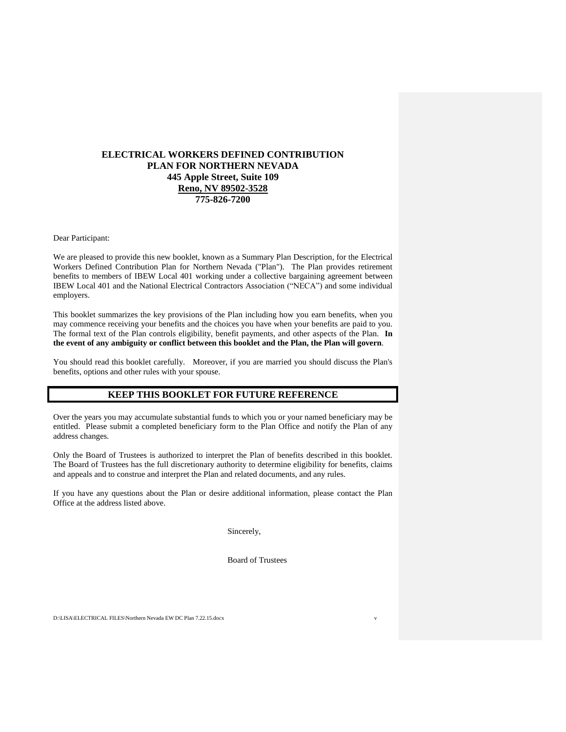**ELECTRICAL WORKERS DEFINED CONTRIBUTION**
**PLAN FOR NORTHERN NEVADA**
**445 Apple Street, Suite 109**
**Reno, NV 89502-3528**
**775-826-7200**

Dear Participant:

We are pleased to provide this new booklet, known as a Summary Plan Description, for the Electrical Workers Defined Contribution Plan for Northern Nevada ("Plan"). The Plan provides retirement benefits to members of IBEW Local 401 working under a collective bargaining agreement between IBEW Local 401 and the National Electrical Contractors Association ("NECA") and some individual employers.

This booklet summarizes the key provisions of the Plan including how you earn benefits, when you may commence receiving your benefits and the choices you have when your benefits are paid to you. The formal text of the Plan controls eligibility, benefit payments, and other aspects of the Plan. **In the event of any ambiguity or conflict between this booklet and the Plan, the Plan will govern**.

You should read this booklet carefully. Moreover, if you are married you should discuss the Plan's benefits, options and other rules with your spouse.

**KEEP THIS BOOKLET FOR FUTURE REFERENCE**

Over the years you may accumulate substantial funds to which you or your named beneficiary may be entitled. Please submit a completed beneficiary form to the Plan Office and notify the Plan of any address changes.

Only the Board of Trustees is authorized to interpret the Plan of benefits described in this booklet. The Board of Trustees has the full discretionary authority to determine eligibility for benefits, claims and appeals and to construe and interpret the Plan and related documents, and any rules.

If you have any questions about the Plan or desire additional information, please contact the Plan Office at the address listed above.

Sincerely,

Board of Trustees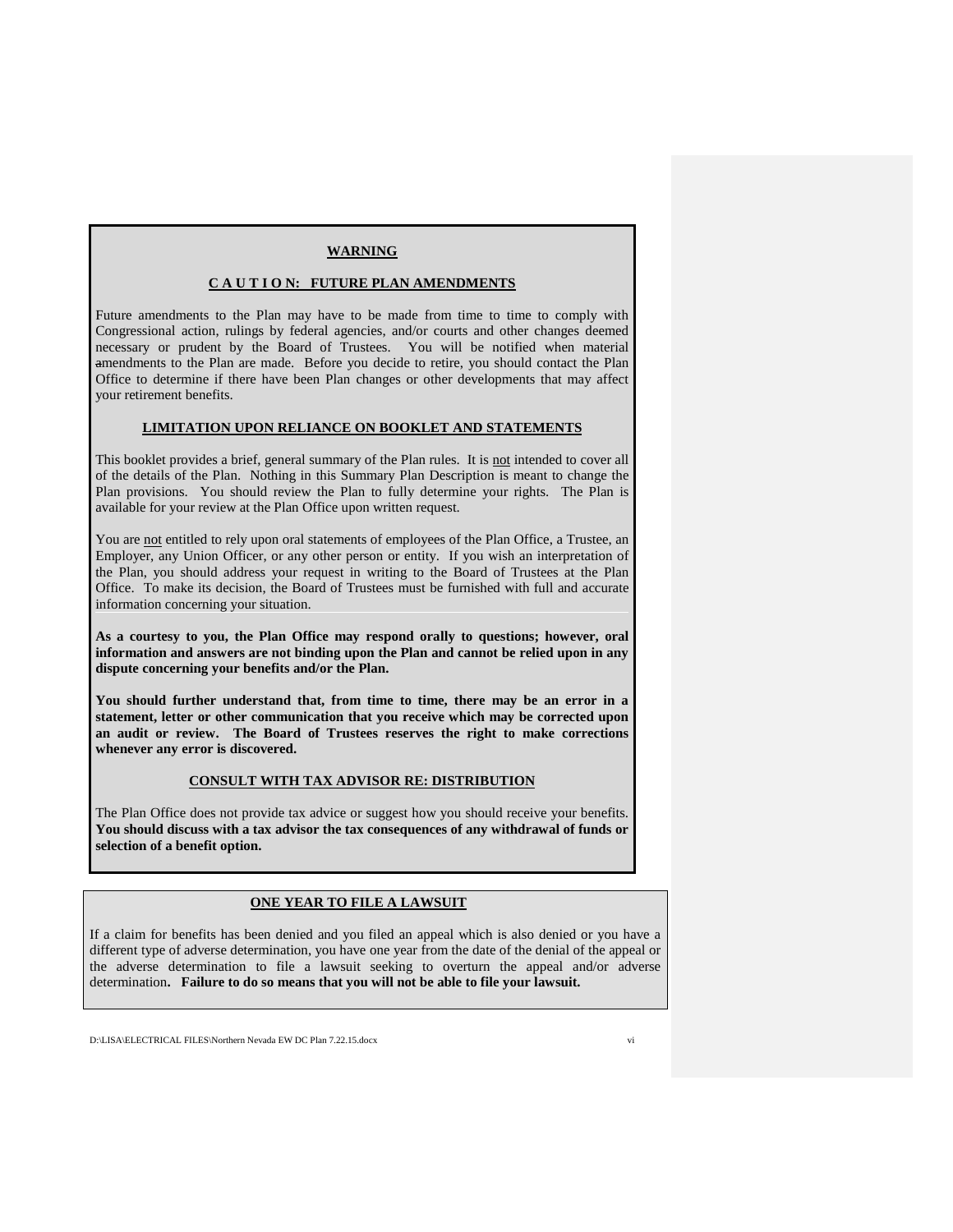## WARNING

### C A U T I O N: FUTURE PLAN AMENDMENTS

Future amendments to the Plan may have to be made from time to time to comply with Congressional action, rulings by federal agencies, and/or courts and other changes deemed necessary or prudent by the Board of Trustees. You will be notified when material amendments to the Plan are made. Before you decide to retire, you should contact the Plan Office to determine if there have been Plan changes or other developments that may affect your retirement benefits.

### LIMITATION UPON RELIANCE ON BOOKLET AND STATEMENTS

This booklet provides a brief, general summary of the Plan rules. It is not intended to cover all of the details of the Plan. Nothing in this Summary Plan Description is meant to change the Plan provisions. You should review the Plan to fully determine your rights. The Plan is available for your review at the Plan Office upon written request.

You are not entitled to rely upon oral statements of employees of the Plan Office, a Trustee, an Employer, any Union Officer, or any other person or entity. If you wish an interpretation of the Plan, you should address your request in writing to the Board of Trustees at the Plan Office. To make its decision, the Board of Trustees must be furnished with full and accurate information concerning your situation.

**As a courtesy to you, the Plan Office may respond orally to questions; however, oral information and answers are not binding upon the Plan and cannot be relied upon in any dispute concerning your benefits and/or the Plan.**

**You should further understand that, from time to time, there may be an error in a statement, letter or other communication that you receive which may be corrected upon an audit or review. The Board of Trustees reserves the right to make corrections whenever any error is discovered.**

### CONSULT WITH TAX ADVISOR RE: DISTRIBUTION

The Plan Office does not provide tax advice or suggest how you should receive your benefits. **You should discuss with a tax advisor the tax consequences of any withdrawal of funds or selection of a benefit option.**

### ONE YEAR TO FILE A LAWSUIT

If a claim for benefits has been denied and you filed an appeal which is also denied or you have a different type of adverse determination, you have one year from the date of the denial of the appeal or the adverse determination to file a lawsuit seeking to overturn the appeal and/or adverse determination**. Failure to do so means that you will not be able to file your lawsuit.**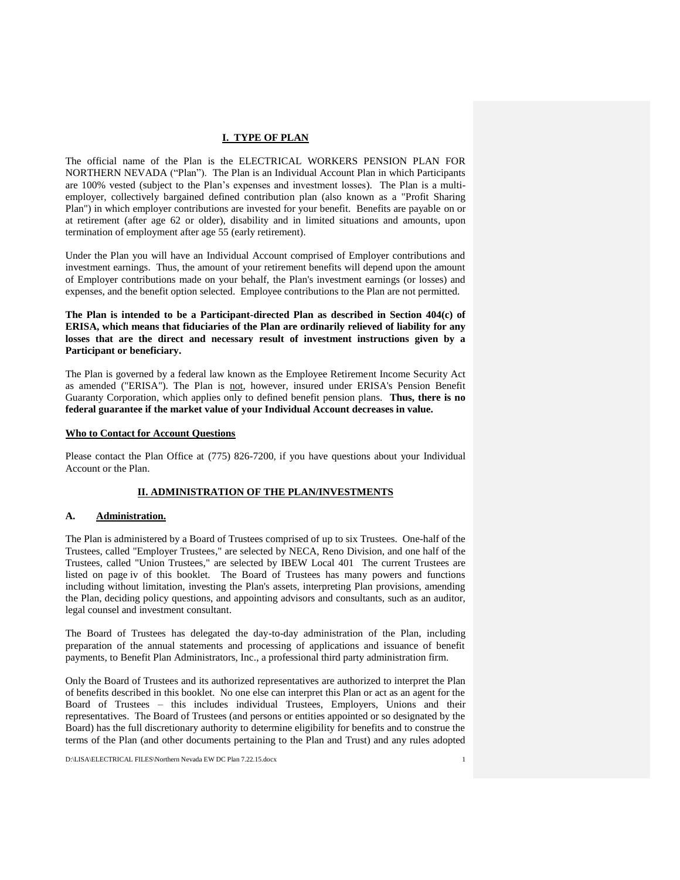## I. TYPE OF PLAN

The official name of the Plan is the ELECTRICAL WORKERS PENSION PLAN FOR NORTHERN NEVADA ("Plan"). The Plan is an Individual Account Plan in which Participants are 100% vested (subject to the Plan's expenses and investment losses). The Plan is a multi-employer, collectively bargained defined contribution plan (also known as a "Profit Sharing Plan") in which employer contributions are invested for your benefit. Benefits are payable on or at retirement (after age 62 or older), disability and in limited situations and amounts, upon termination of employment after age 55 (early retirement).

Under the Plan you will have an Individual Account comprised of Employer contributions and investment earnings. Thus, the amount of your retirement benefits will depend upon the amount of Employer contributions made on your behalf, the Plan's investment earnings (or losses) and expenses, and the benefit option selected. Employee contributions to the Plan are not permitted.

**The Plan is intended to be a Participant-directed Plan as described in Section 404(c) of ERISA, which means that fiduciaries of the Plan are ordinarily relieved of liability for any losses that are the direct and necessary result of investment instructions given by a Participant or beneficiary.**

The Plan is governed by a federal law known as the Employee Retirement Income Security Act as amended ("ERISA"). The Plan is not, however, insured under ERISA's Pension Benefit Guaranty Corporation, which applies only to defined benefit pension plans. **Thus, there is no federal guarantee if the market value of your Individual Account decreases in value.**

**Who to Contact for Account Questions**

Please contact the Plan Office at (775) 826-7200, if you have questions about your Individual Account or the Plan.

## II. ADMINISTRATION OF THE PLAN/INVESTMENTS

### A. Administration.

The Plan is administered by a Board of Trustees comprised of up to six Trustees. One-half of the Trustees, called "Employer Trustees," are selected by NECA, Reno Division, and one half of the Trustees, called "Union Trustees," are selected by IBEW Local 401 The current Trustees are listed on page iv of this booklet. The Board of Trustees has many powers and functions including without limitation, investing the Plan's assets, interpreting Plan provisions, amending the Plan, deciding policy questions, and appointing advisors and consultants, such as an auditor, legal counsel and investment consultant.

The Board of Trustees has delegated the day-to-day administration of the Plan, including preparation of the annual statements and processing of applications and issuance of benefit payments, to Benefit Plan Administrators, Inc., a professional third party administration firm.

Only the Board of Trustees and its authorized representatives are authorized to interpret the Plan of benefits described in this booklet. No one else can interpret this Plan or act as an agent for the Board of Trustees – this includes individual Trustees, Employers, Unions and their representatives. The Board of Trustees (and persons or entities appointed or so designated by the Board) has the full discretionary authority to determine eligibility for benefits and to construe the terms of the Plan (and other documents pertaining to the Plan and Trust) and any rules adopted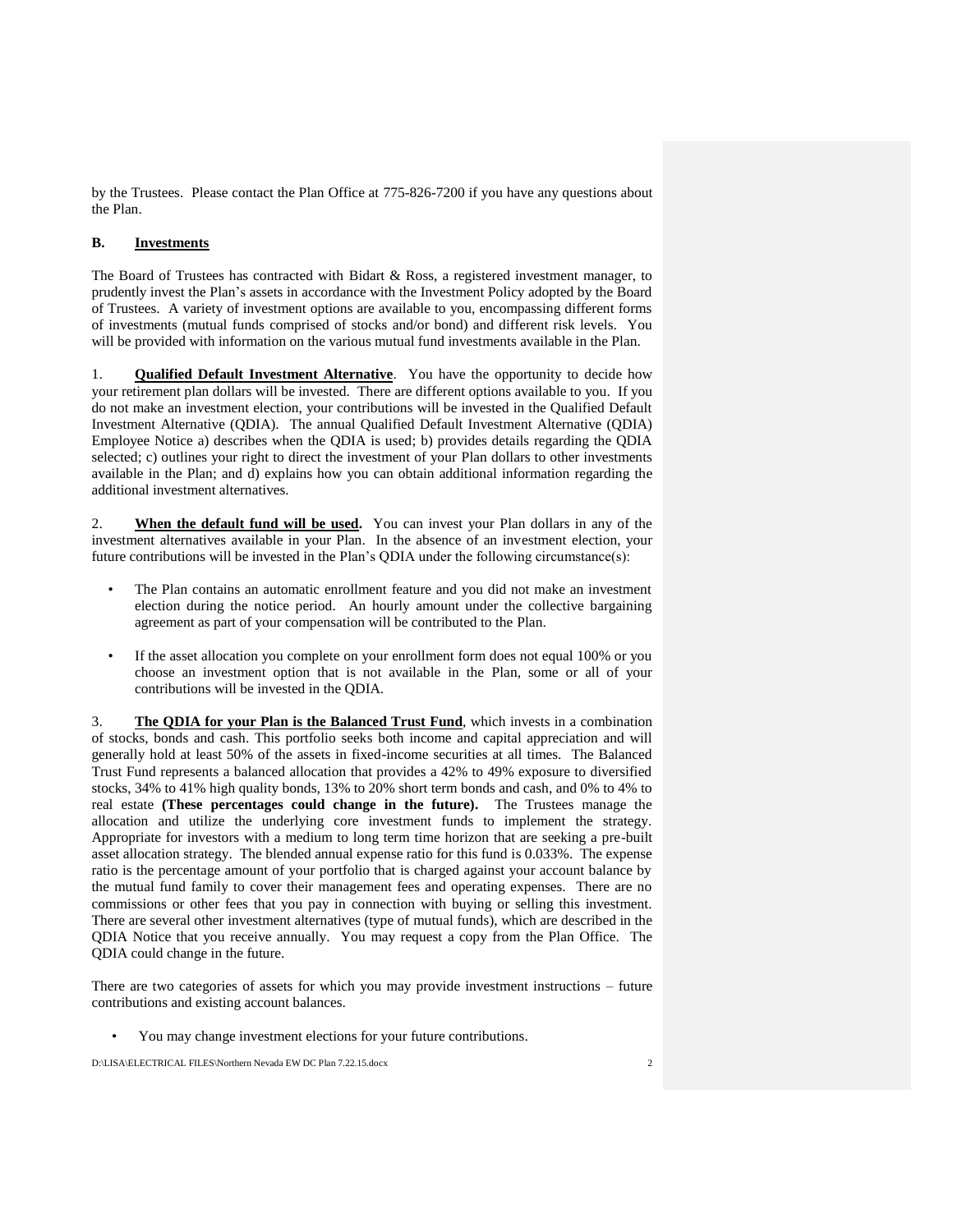by the Trustees. Please contact the Plan Office at 775-826-7200 if you have any questions about the Plan.

## B. Investments

The Board of Trustees has contracted with Bidart & Ross, a registered investment manager, to prudently invest the Plan's assets in accordance with the Investment Policy adopted by the Board of Trustees. A variety of investment options are available to you, encompassing different forms of investments (mutual funds comprised of stocks and/or bond) and different risk levels. You will be provided with information on the various mutual fund investments available in the Plan.

1. **Qualified Default Investment Alternative**. You have the opportunity to decide how your retirement plan dollars will be invested. There are different options available to you. If you do not make an investment election, your contributions will be invested in the Qualified Default Investment Alternative (QDIA). The annual Qualified Default Investment Alternative (QDIA) Employee Notice a) describes when the QDIA is used; b) provides details regarding the QDIA selected; c) outlines your right to direct the investment of your Plan dollars to other investments available in the Plan; and d) explains how you can obtain additional information regarding the additional investment alternatives.

2. **When the default fund will be used.** You can invest your Plan dollars in any of the investment alternatives available in your Plan. In the absence of an investment election, your future contributions will be invested in the Plan's QDIA under the following circumstance(s):

- The Plan contains an automatic enrollment feature and you did not make an investment election during the notice period. An hourly amount under the collective bargaining agreement as part of your compensation will be contributed to the Plan.
- If the asset allocation you complete on your enrollment form does not equal 100% or you choose an investment option that is not available in the Plan, some or all of your contributions will be invested in the QDIA.

3. **The QDIA for your Plan is the Balanced Trust Fund**, which invests in a combination of stocks, bonds and cash. This portfolio seeks both income and capital appreciation and will generally hold at least 50% of the assets in fixed-income securities at all times. The Balanced Trust Fund represents a balanced allocation that provides a 42% to 49% exposure to diversified stocks, 34% to 41% high quality bonds, 13% to 20% short term bonds and cash, and 0% to 4% to real estate **(These percentages could change in the future).** The Trustees manage the allocation and utilize the underlying core investment funds to implement the strategy. Appropriate for investors with a medium to long term time horizon that are seeking a pre-built asset allocation strategy. The blended annual expense ratio for this fund is 0.033%. The expense ratio is the percentage amount of your portfolio that is charged against your account balance by the mutual fund family to cover their management fees and operating expenses. There are no commissions or other fees that you pay in connection with buying or selling this investment. There are several other investment alternatives (type of mutual funds), which are described in the QDIA Notice that you receive annually. You may request a copy from the Plan Office. The QDIA could change in the future.

There are two categories of assets for which you may provide investment instructions – future contributions and existing account balances.

- You may change investment elections for your future contributions.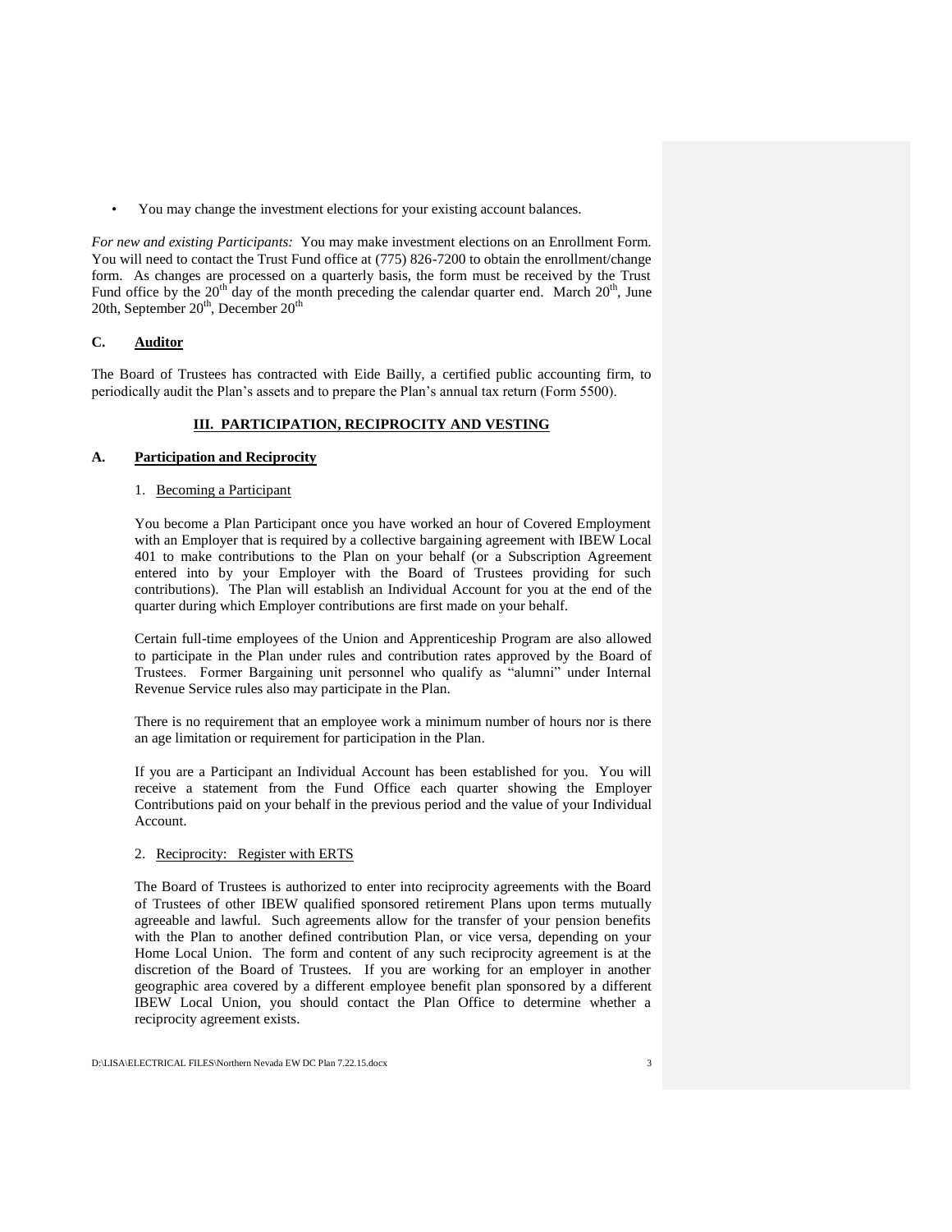- You may change the investment elections for your existing account balances.

*For new and existing Participants:* You may make investment elections on an Enrollment Form. You will need to contact the Trust Fund office at (775) 826-7200 to obtain the enrollment/change form. As changes are processed on a quarterly basis, the form must be received by the Trust Fund office by the 20th day of the month preceding the calendar quarter end. March 20th, June 20th, September 20th, December 20th

## C. Auditor

The Board of Trustees has contracted with Eide Bailly, a certified public accounting firm, to periodically audit the Plan's assets and to prepare the Plan's annual tax return (Form 5500).

# III. PARTICIPATION, RECIPROCITY AND VESTING

## A. Participation and Reciprocity

### 1. Becoming a Participant

You become a Plan Participant once you have worked an hour of Covered Employment with an Employer that is required by a collective bargaining agreement with IBEW Local 401 to make contributions to the Plan on your behalf (or a Subscription Agreement entered into by your Employer with the Board of Trustees providing for such contributions). The Plan will establish an Individual Account for you at the end of the quarter during which Employer contributions are first made on your behalf.

Certain full-time employees of the Union and Apprenticeship Program are also allowed to participate in the Plan under rules and contribution rates approved by the Board of Trustees. Former Bargaining unit personnel who qualify as "alumni" under Internal Revenue Service rules also may participate in the Plan.

There is no requirement that an employee work a minimum number of hours nor is there an age limitation or requirement for participation in the Plan.

If you are a Participant an Individual Account has been established for you. You will receive a statement from the Fund Office each quarter showing the Employer Contributions paid on your behalf in the previous period and the value of your Individual Account.

### 2. Reciprocity: Register with ERTS

The Board of Trustees is authorized to enter into reciprocity agreements with the Board of Trustees of other IBEW qualified sponsored retirement Plans upon terms mutually agreeable and lawful. Such agreements allow for the transfer of your pension benefits with the Plan to another defined contribution Plan, or vice versa, depending on your Home Local Union. The form and content of any such reciprocity agreement is at the discretion of the Board of Trustees. If you are working for an employer in another geographic area covered by a different employee benefit plan sponsored by a different IBEW Local Union, you should contact the Plan Office to determine whether a reciprocity agreement exists.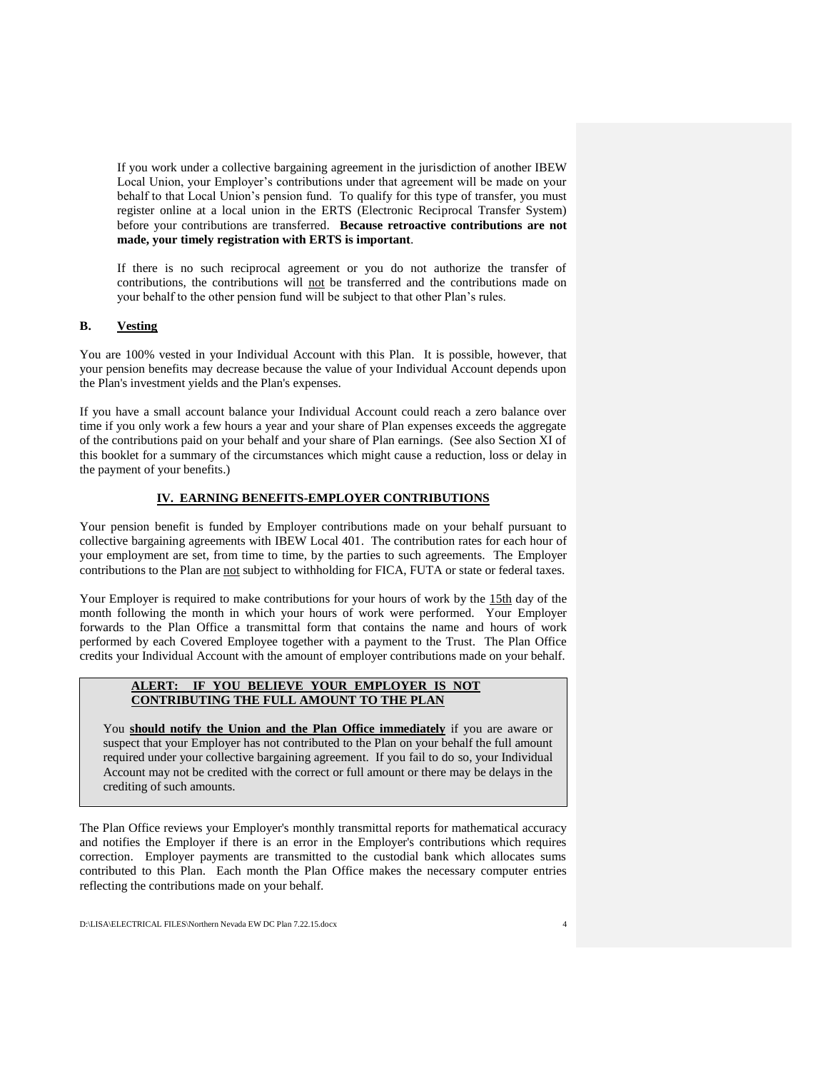If you work under a collective bargaining agreement in the jurisdiction of another IBEW Local Union, your Employer's contributions under that agreement will be made on your behalf to that Local Union's pension fund. To qualify for this type of transfer, you must register online at a local union in the ERTS (Electronic Reciprocal Transfer System) before your contributions are transferred. **Because retroactive contributions are not made, your timely registration with ERTS is important**.

If there is no such reciprocal agreement or you do not authorize the transfer of contributions, the contributions will not be transferred and the contributions made on your behalf to the other pension fund will be subject to that other Plan's rules.

### B. Vesting

You are 100% vested in your Individual Account with this Plan. It is possible, however, that your pension benefits may decrease because the value of your Individual Account depends upon the Plan's investment yields and the Plan's expenses.

If you have a small account balance your Individual Account could reach a zero balance over time if you only work a few hours a year and your share of Plan expenses exceeds the aggregate of the contributions paid on your behalf and your share of Plan earnings. (See also Section XI of this booklet for a summary of the circumstances which might cause a reduction, loss or delay in the payment of your benefits.)

## IV. EARNING BENEFITS-EMPLOYER CONTRIBUTIONS

Your pension benefit is funded by Employer contributions made on your behalf pursuant to collective bargaining agreements with IBEW Local 401. The contribution rates for each hour of your employment are set, from time to time, by the parties to such agreements. The Employer contributions to the Plan are not subject to withholding for FICA, FUTA or state or federal taxes.

Your Employer is required to make contributions for your hours of work by the 15th day of the month following the month in which your hours of work were performed. Your Employer forwards to the Plan Office a transmittal form that contains the name and hours of work performed by each Covered Employee together with a payment to the Trust. The Plan Office credits your Individual Account with the amount of employer contributions made on your behalf.

**ALERT: IF YOU BELIEVE YOUR EMPLOYER IS NOT CONTRIBUTING THE FULL AMOUNT TO THE PLAN**

You **should notify the Union and the Plan Office immediately** if you are aware or suspect that your Employer has not contributed to the Plan on your behalf the full amount required under your collective bargaining agreement. If you fail to do so, your Individual Account may not be credited with the correct or full amount or there may be delays in the crediting of such amounts.

The Plan Office reviews your Employer's monthly transmittal reports for mathematical accuracy and notifies the Employer if there is an error in the Employer's contributions which requires correction. Employer payments are transmitted to the custodial bank which allocates sums contributed to this Plan. Each month the Plan Office makes the necessary computer entries reflecting the contributions made on your behalf.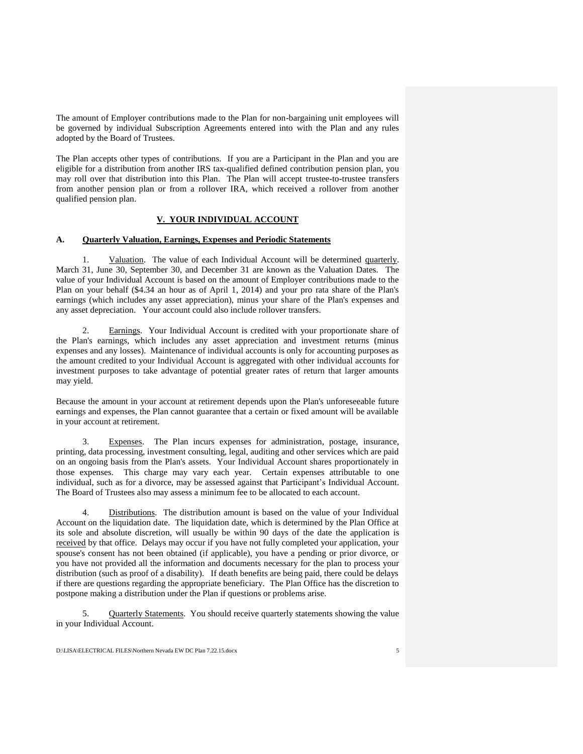The amount of Employer contributions made to the Plan for non-bargaining unit employees will be governed by individual Subscription Agreements entered into with the Plan and any rules adopted by the Board of Trustees.

The Plan accepts other types of contributions. If you are a Participant in the Plan and you are eligible for a distribution from another IRS tax-qualified defined contribution pension plan, you may roll over that distribution into this Plan. The Plan will accept trustee-to-trustee transfers from another pension plan or from a rollover IRA, which received a rollover from another qualified pension plan.

## V. YOUR INDIVIDUAL ACCOUNT

### A. Quarterly Valuation, Earnings, Expenses and Periodic Statements

1. Valuation. The value of each Individual Account will be determined quarterly. March 31, June 30, September 30, and December 31 are known as the Valuation Dates. The value of your Individual Account is based on the amount of Employer contributions made to the Plan on your behalf ($4.34 an hour as of April 1, 2014) and your pro rata share of the Plan's earnings (which includes any asset appreciation), minus your share of the Plan's expenses and any asset depreciation. Your account could also include rollover transfers.

2. Earnings. Your Individual Account is credited with your proportionate share of the Plan's earnings, which includes any asset appreciation and investment returns (minus expenses and any losses). Maintenance of individual accounts is only for accounting purposes as the amount credited to your Individual Account is aggregated with other individual accounts for investment purposes to take advantage of potential greater rates of return that larger amounts may yield.

Because the amount in your account at retirement depends upon the Plan's unforeseeable future earnings and expenses, the Plan cannot guarantee that a certain or fixed amount will be available in your account at retirement.

3. Expenses. The Plan incurs expenses for administration, postage, insurance, printing, data processing, investment consulting, legal, auditing and other services which are paid on an ongoing basis from the Plan's assets. Your Individual Account shares proportionately in those expenses. This charge may vary each year. Certain expenses attributable to one individual, such as for a divorce, may be assessed against that Participant's Individual Account. The Board of Trustees also may assess a minimum fee to be allocated to each account.

4. Distributions. The distribution amount is based on the value of your Individual Account on the liquidation date. The liquidation date, which is determined by the Plan Office at its sole and absolute discretion, will usually be within 90 days of the date the application is received by that office. Delays may occur if you have not fully completed your application, your spouse's consent has not been obtained (if applicable), you have a pending or prior divorce, or you have not provided all the information and documents necessary for the plan to process your distribution (such as proof of a disability). If death benefits are being paid, there could be delays if there are questions regarding the appropriate beneficiary. The Plan Office has the discretion to postpone making a distribution under the Plan if questions or problems arise.

5. Quarterly Statements. You should receive quarterly statements showing the value in your Individual Account.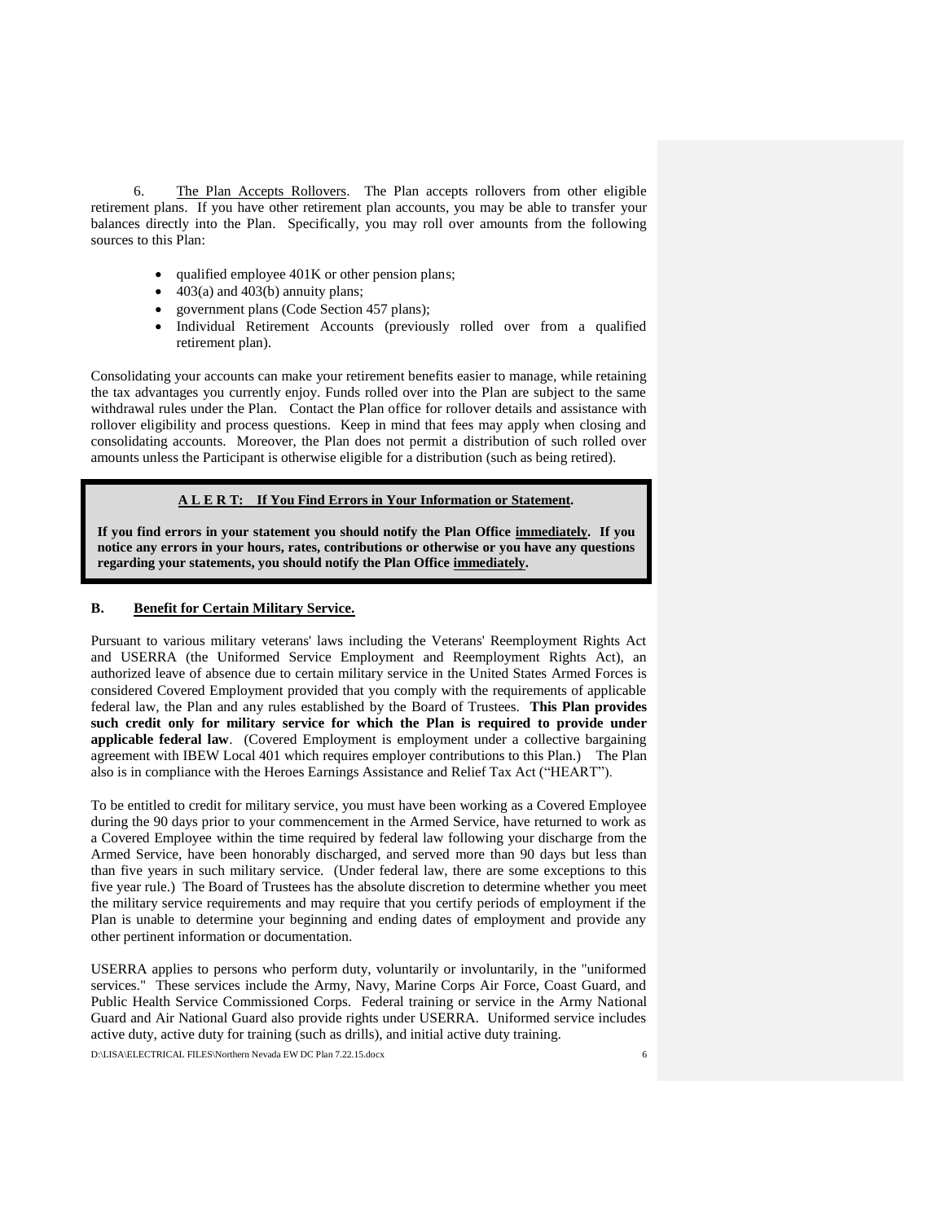6. <u>The Plan Accepts Rollovers</u>. The Plan accepts rollovers from other eligible retirement plans. If you have other retirement plan accounts, you may be able to transfer your balances directly into the Plan. Specifically, you may roll over amounts from the following sources to this Plan:

- qualified employee 401K or other pension plans;
- 403(a) and 403(b) annuity plans;
- government plans (Code Section 457 plans);
- Individual Retirement Accounts (previously rolled over from a qualified retirement plan).

Consolidating your accounts can make your retirement benefits easier to manage, while retaining the tax advantages you currently enjoy. Funds rolled over into the Plan are subject to the same withdrawal rules under the Plan. Contact the Plan office for rollover details and assistance with rollover eligibility and process questions. Keep in mind that fees may apply when closing and consolidating accounts. Moreover, the Plan does not permit a distribution of such rolled over amounts unless the Participant is otherwise eligible for a distribution (such as being retired).

> **<u>A L E R T: If You Find Errors in Your Information or Statement</u>.**
>
> **If you find errors in your statement you should notify the Plan Office <u>immediately</u>. If you notice any errors in your hours, rates, contributions or otherwise or you have any questions regarding your statements, you should notify the Plan Office <u>immediately</u>.**

## B. <u>Benefit for Certain Military Service.</u>

Pursuant to various military veterans' laws including the Veterans' Reemployment Rights Act and USERRA (the Uniformed Service Employment and Reemployment Rights Act), an authorized leave of absence due to certain military service in the United States Armed Forces is considered Covered Employment provided that you comply with the requirements of applicable federal law, the Plan and any rules established by the Board of Trustees. **This Plan provides such credit only for military service for which the Plan is required to provide under applicable federal law**. (Covered Employment is employment under a collective bargaining agreement with IBEW Local 401 which requires employer contributions to this Plan.) The Plan also is in compliance with the Heroes Earnings Assistance and Relief Tax Act ("HEART").

To be entitled to credit for military service, you must have been working as a Covered Employee during the 90 days prior to your commencement in the Armed Service, have returned to work as a Covered Employee within the time required by federal law following your discharge from the Armed Service, have been honorably discharged, and served more than 90 days but less than than five years in such military service. (Under federal law, there are some exceptions to this five year rule.) The Board of Trustees has the absolute discretion to determine whether you meet the military service requirements and may require that you certify periods of employment if the Plan is unable to determine your beginning and ending dates of employment and provide any other pertinent information or documentation.

USERRA applies to persons who perform duty, voluntarily or involuntarily, in the "uniformed services." These services include the Army, Navy, Marine Corps Air Force, Coast Guard, and Public Health Service Commissioned Corps. Federal training or service in the Army National Guard and Air National Guard also provide rights under USERRA. Uniformed service includes active duty, active duty for training (such as drills), and initial active duty training.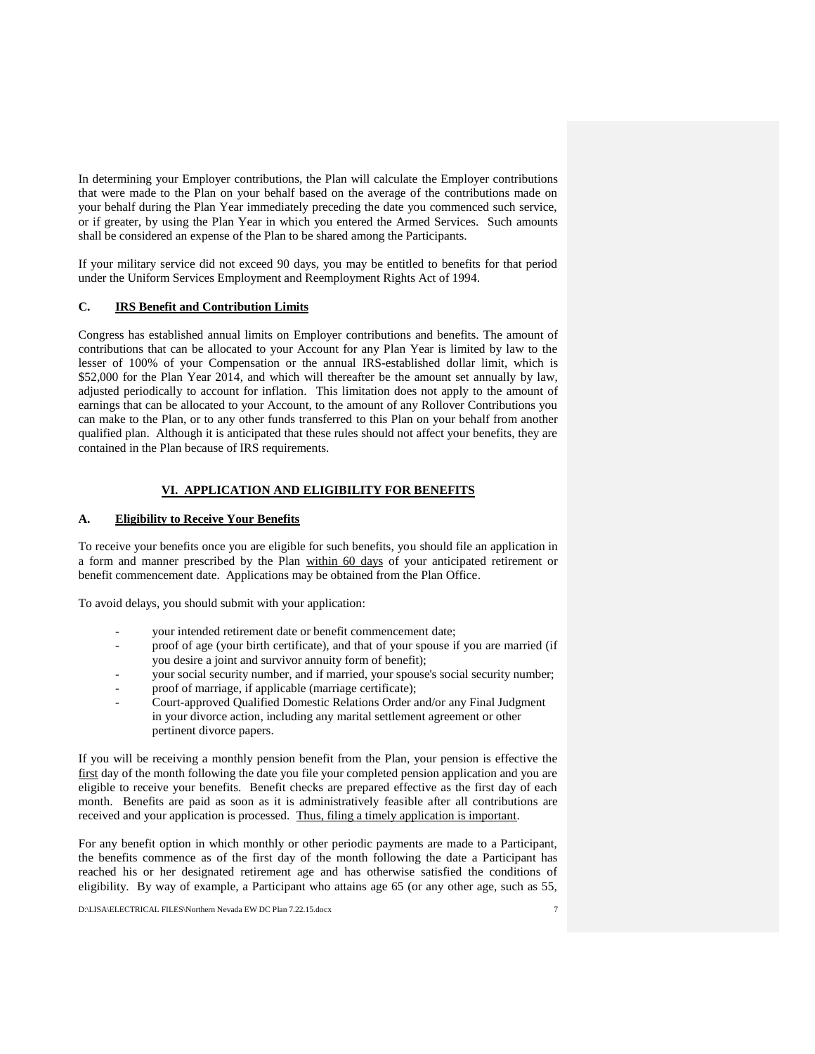In determining your Employer contributions, the Plan will calculate the Employer contributions that were made to the Plan on your behalf based on the average of the contributions made on your behalf during the Plan Year immediately preceding the date you commenced such service, or if greater, by using the Plan Year in which you entered the Armed Services. Such amounts shall be considered an expense of the Plan to be shared among the Participants.

If your military service did not exceed 90 days, you may be entitled to benefits for that period under the Uniform Services Employment and Reemployment Rights Act of 1994.

### C. IRS Benefit and Contribution Limits

Congress has established annual limits on Employer contributions and benefits. The amount of contributions that can be allocated to your Account for any Plan Year is limited by law to the lesser of 100% of your Compensation or the annual IRS-established dollar limit, which is $52,000 for the Plan Year 2014, and which will thereafter be the amount set annually by law, adjusted periodically to account for inflation. This limitation does not apply to the amount of earnings that can be allocated to your Account, to the amount of any Rollover Contributions you can make to the Plan, or to any other funds transferred to this Plan on your behalf from another qualified plan. Although it is anticipated that these rules should not affect your benefits, they are contained in the Plan because of IRS requirements.

## VI. APPLICATION AND ELIGIBILITY FOR BENEFITS

### A. Eligibility to Receive Your Benefits

To receive your benefits once you are eligible for such benefits, you should file an application in a form and manner prescribed by the Plan within 60 days of your anticipated retirement or benefit commencement date. Applications may be obtained from the Plan Office.

To avoid delays, you should submit with your application:

- your intended retirement date or benefit commencement date;
- proof of age (your birth certificate), and that of your spouse if you are married (if you desire a joint and survivor annuity form of benefit);
- your social security number, and if married, your spouse's social security number;
- proof of marriage, if applicable (marriage certificate);
- Court-approved Qualified Domestic Relations Order and/or any Final Judgment in your divorce action, including any marital settlement agreement or other pertinent divorce papers.

If you will be receiving a monthly pension benefit from the Plan, your pension is effective the first day of the month following the date you file your completed pension application and you are eligible to receive your benefits. Benefit checks are prepared effective as the first day of each month. Benefits are paid as soon as it is administratively feasible after all contributions are received and your application is processed. Thus, filing a timely application is important.

For any benefit option in which monthly or other periodic payments are made to a Participant, the benefits commence as of the first day of the month following the date a Participant has reached his or her designated retirement age and has otherwise satisfied the conditions of eligibility. By way of example, a Participant who attains age 65 (or any other age, such as 55,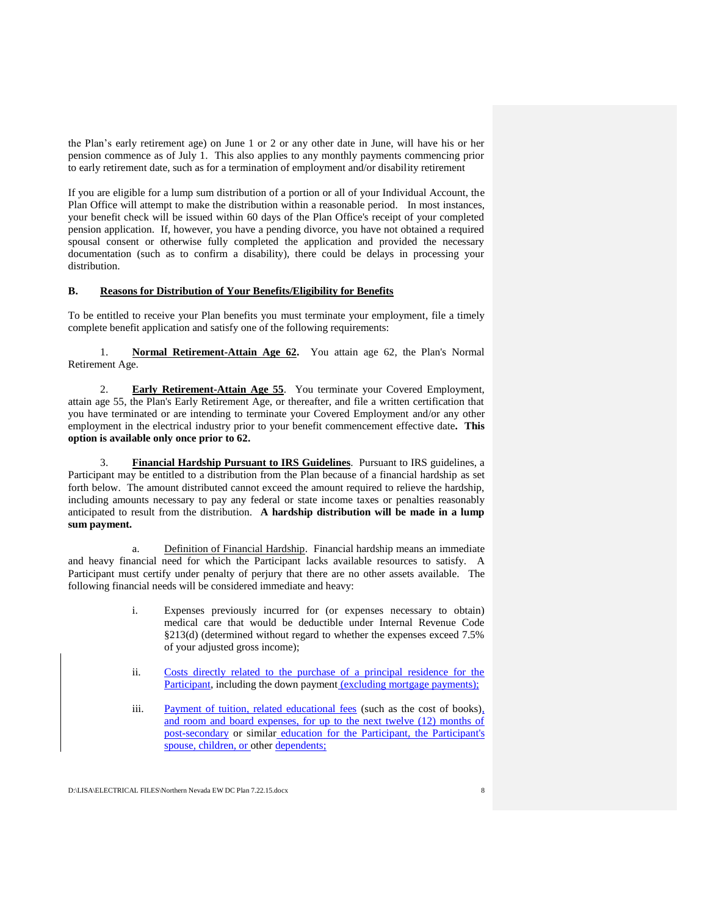the Plan's early retirement age) on June 1 or 2 or any other date in June, will have his or her pension commence as of July 1. This also applies to any monthly payments commencing prior to early retirement date, such as for a termination of employment and/or disability retirement

If you are eligible for a lump sum distribution of a portion or all of your Individual Account, the Plan Office will attempt to make the distribution within a reasonable period. In most instances, your benefit check will be issued within 60 days of the Plan Office's receipt of your completed pension application. If, however, you have a pending divorce, you have not obtained a required spousal consent or otherwise fully completed the application and provided the necessary documentation (such as to confirm a disability), there could be delays in processing your distribution.

## B. Reasons for Distribution of Your Benefits/Eligibility for Benefits

To be entitled to receive your Plan benefits you must terminate your employment, file a timely complete benefit application and satisfy one of the following requirements:

1. **Normal Retirement-Attain Age 62.** You attain age 62, the Plan's Normal Retirement Age.

2. **Early Retirement-Attain Age 55**. You terminate your Covered Employment, attain age 55, the Plan's Early Retirement Age, or thereafter, and file a written certification that you have terminated or are intending to terminate your Covered Employment and/or any other employment in the electrical industry prior to your benefit commencement effective date**. This option is available only once prior to 62.**

3. **Financial Hardship Pursuant to IRS Guidelines**. Pursuant to IRS guidelines, a Participant may be entitled to a distribution from the Plan because of a financial hardship as set forth below. The amount distributed cannot exceed the amount required to relieve the hardship, including amounts necessary to pay any federal or state income taxes or penalties reasonably anticipated to result from the distribution. **A hardship distribution will be made in a lump sum payment.**

   a. Definition of Financial Hardship. Financial hardship means an immediate and heavy financial need for which the Participant lacks available resources to satisfy. A Participant must certify under penalty of perjury that there are no other assets available. The following financial needs will be considered immediate and heavy:

      i. Expenses previously incurred for (or expenses necessary to obtain) medical care that would be deductible under Internal Revenue Code §213(d) (determined without regard to whether the expenses exceed 7.5% of your adjusted gross income);

      ii. Costs directly related to the purchase of a principal residence for the Participant, including the down payment (excluding mortgage payments);

      iii. Payment of tuition, related educational fees (such as the cost of books), and room and board expenses, for up to the next twelve (12) months of post-secondary or similar education for the Participant, the Participant's spouse, children, or other dependents;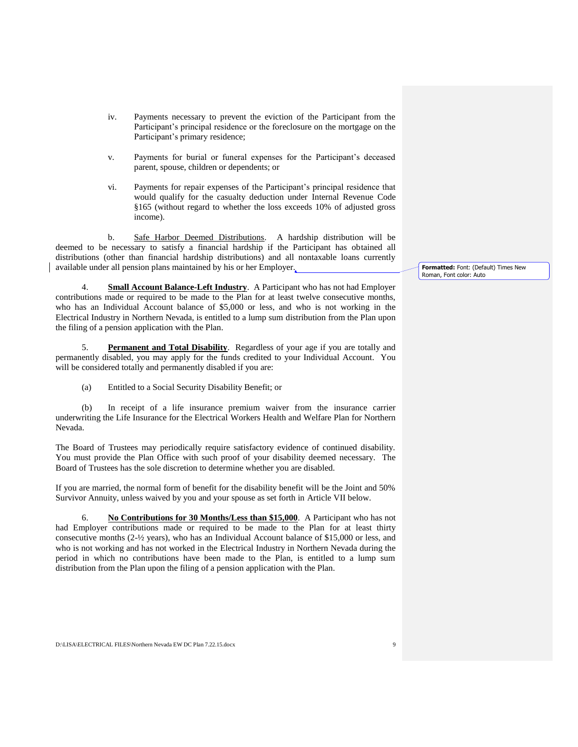iv. Payments necessary to prevent the eviction of the Participant from the Participant's principal residence or the foreclosure on the mortgage on the Participant's primary residence;

v. Payments for burial or funeral expenses for the Participant's deceased parent, spouse, children or dependents; or

vi. Payments for repair expenses of the Participant's principal residence that would qualify for the casualty deduction under Internal Revenue Code §165 (without regard to whether the loss exceeds 10% of adjusted gross income).

b. Safe Harbor Deemed Distributions. A hardship distribution will be deemed to be necessary to satisfy a financial hardship if the Participant has obtained all distributions (other than financial hardship distributions) and all nontaxable loans currently available under all pension plans maintained by his or her Employer.

4. **Small Account Balance-Left Industry**. A Participant who has not had Employer contributions made or required to be made to the Plan for at least twelve consecutive months, who has an Individual Account balance of $5,000 or less, and who is not working in the Electrical Industry in Northern Nevada, is entitled to a lump sum distribution from the Plan upon the filing of a pension application with the Plan.

5. **Permanent and Total Disability**. Regardless of your age if you are totally and permanently disabled, you may apply for the funds credited to your Individual Account. You will be considered totally and permanently disabled if you are:

(a) Entitled to a Social Security Disability Benefit; or

(b) In receipt of a life insurance premium waiver from the insurance carrier underwriting the Life Insurance for the Electrical Workers Health and Welfare Plan for Northern Nevada.

The Board of Trustees may periodically require satisfactory evidence of continued disability. You must provide the Plan Office with such proof of your disability deemed necessary. The Board of Trustees has the sole discretion to determine whether you are disabled.

If you are married, the normal form of benefit for the disability benefit will be the Joint and 50% Survivor Annuity, unless waived by you and your spouse as set forth in Article VII below.

6. **No Contributions for 30 Months/Less than $15,000**. A Participant who has not had Employer contributions made or required to be made to the Plan for at least thirty consecutive months (2-½ years), who has an Individual Account balance of $15,000 or less, and who is not working and has not worked in the Electrical Industry in Northern Nevada during the period in which no contributions have been made to the Plan, is entitled to a lump sum distribution from the Plan upon the filing of a pension application with the Plan.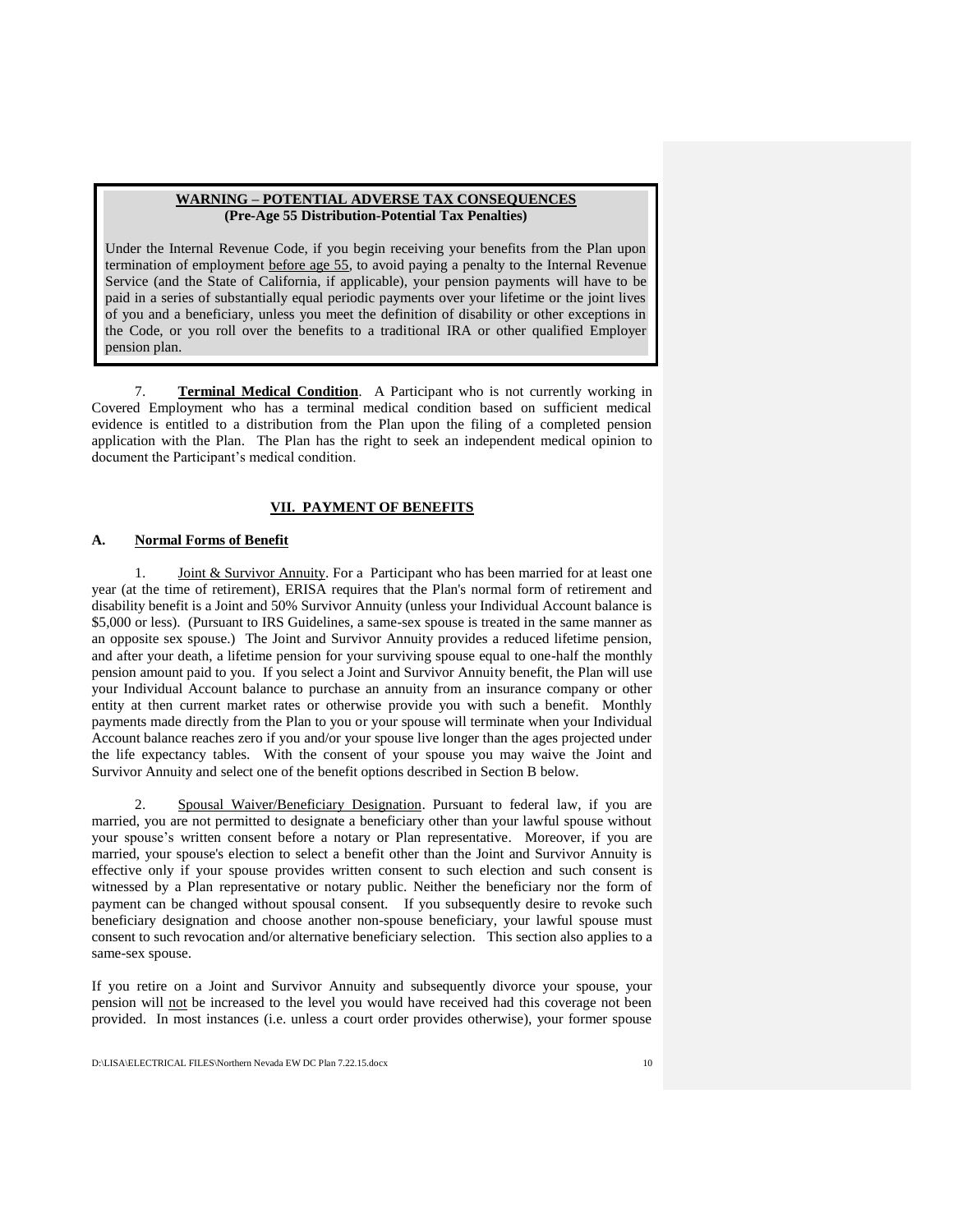**WARNING – POTENTIAL ADVERSE TAX CONSEQUENCES**
**(Pre-Age 55 Distribution-Potential Tax Penalties)**

Under the Internal Revenue Code, if you begin receiving your benefits from the Plan upon termination of employment before age 55, to avoid paying a penalty to the Internal Revenue Service (and the State of California, if applicable), your pension payments will have to be paid in a series of substantially equal periodic payments over your lifetime or the joint lives of you and a beneficiary, unless you meet the definition of disability or other exceptions in the Code, or you roll over the benefits to a traditional IRA or other qualified Employer pension plan.

7. **Terminal Medical Condition**. A Participant who is not currently working in Covered Employment who has a terminal medical condition based on sufficient medical evidence is entitled to a distribution from the Plan upon the filing of a completed pension application with the Plan. The Plan has the right to seek an independent medical opinion to document the Participant's medical condition.

## VII. PAYMENT OF BENEFITS

### A. Normal Forms of Benefit

1. Joint & Survivor Annuity. For a Participant who has been married for at least one year (at the time of retirement), ERISA requires that the Plan's normal form of retirement and disability benefit is a Joint and 50% Survivor Annuity (unless your Individual Account balance is $5,000 or less). (Pursuant to IRS Guidelines, a same-sex spouse is treated in the same manner as an opposite sex spouse.) The Joint and Survivor Annuity provides a reduced lifetime pension, and after your death, a lifetime pension for your surviving spouse equal to one-half the monthly pension amount paid to you. If you select a Joint and Survivor Annuity benefit, the Plan will use your Individual Account balance to purchase an annuity from an insurance company or other entity at then current market rates or otherwise provide you with such a benefit. Monthly payments made directly from the Plan to you or your spouse will terminate when your Individual Account balance reaches zero if you and/or your spouse live longer than the ages projected under the life expectancy tables. With the consent of your spouse you may waive the Joint and Survivor Annuity and select one of the benefit options described in Section B below.

2. Spousal Waiver/Beneficiary Designation. Pursuant to federal law, if you are married, you are not permitted to designate a beneficiary other than your lawful spouse without your spouse's written consent before a notary or Plan representative. Moreover, if you are married, your spouse's election to select a benefit other than the Joint and Survivor Annuity is effective only if your spouse provides written consent to such election and such consent is witnessed by a Plan representative or notary public. Neither the beneficiary nor the form of payment can be changed without spousal consent. If you subsequently desire to revoke such beneficiary designation and choose another non-spouse beneficiary, your lawful spouse must consent to such revocation and/or alternative beneficiary selection. This section also applies to a same-sex spouse.

If you retire on a Joint and Survivor Annuity and subsequently divorce your spouse, your pension will not be increased to the level you would have received had this coverage not been provided. In most instances (i.e. unless a court order provides otherwise), your former spouse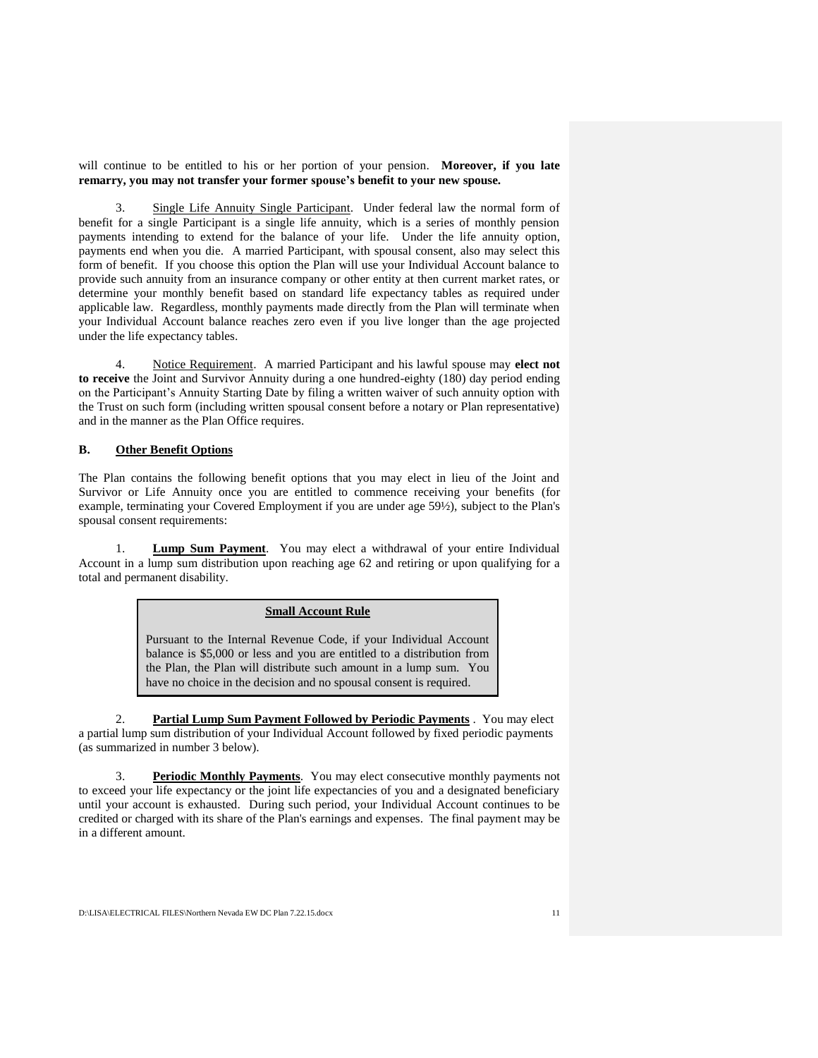will continue to be entitled to his or her portion of your pension. **Moreover, if you late remarry, you may not transfer your former spouse's benefit to your new spouse.**

3. Single Life Annuity Single Participant. Under federal law the normal form of benefit for a single Participant is a single life annuity, which is a series of monthly pension payments intending to extend for the balance of your life. Under the life annuity option, payments end when you die. A married Participant, with spousal consent, also may select this form of benefit. If you choose this option the Plan will use your Individual Account balance to provide such annuity from an insurance company or other entity at then current market rates, or determine your monthly benefit based on standard life expectancy tables as required under applicable law. Regardless, monthly payments made directly from the Plan will terminate when your Individual Account balance reaches zero even if you live longer than the age projected under the life expectancy tables.

4. Notice Requirement. A married Participant and his lawful spouse may **elect not to receive** the Joint and Survivor Annuity during a one hundred-eighty (180) day period ending on the Participant's Annuity Starting Date by filing a written waiver of such annuity option with the Trust on such form (including written spousal consent before a notary or Plan representative) and in the manner as the Plan Office requires.

## B. Other Benefit Options

The Plan contains the following benefit options that you may elect in lieu of the Joint and Survivor or Life Annuity once you are entitled to commence receiving your benefits (for example, terminating your Covered Employment if you are under age 59½), subject to the Plan's spousal consent requirements:

1. **Lump Sum Payment**. You may elect a withdrawal of your entire Individual Account in a lump sum distribution upon reaching age 62 and retiring or upon qualifying for a total and permanent disability.

> **Small Account Rule**
>
> Pursuant to the Internal Revenue Code, if your Individual Account balance is $5,000 or less and you are entitled to a distribution from the Plan, the Plan will distribute such amount in a lump sum. You have no choice in the decision and no spousal consent is required.

2. **Partial Lump Sum Payment Followed by Periodic Payments** . You may elect a partial lump sum distribution of your Individual Account followed by fixed periodic payments (as summarized in number 3 below).

3. **Periodic Monthly Payments**. You may elect consecutive monthly payments not to exceed your life expectancy or the joint life expectancies of you and a designated beneficiary until your account is exhausted. During such period, your Individual Account continues to be credited or charged with its share of the Plan's earnings and expenses. The final payment may be in a different amount.

D:\LISA\ELECTRICAL FILES\Northern Nevada EW DC Plan 7.22.15.docx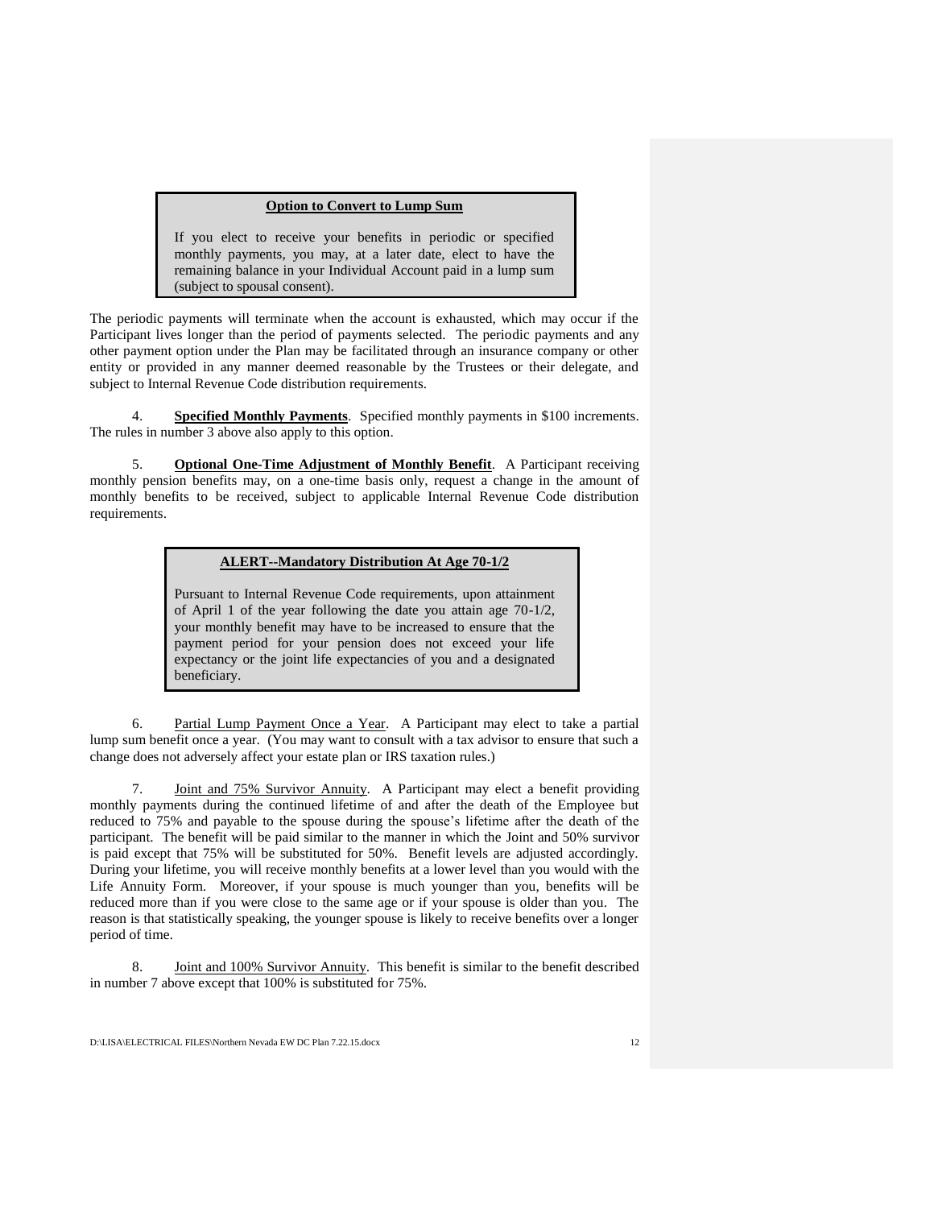> **Option to Convert to Lump Sum**
>
> If you elect to receive your benefits in periodic or specified monthly payments, you may, at a later date, elect to have the remaining balance in your Individual Account paid in a lump sum (subject to spousal consent).

The periodic payments will terminate when the account is exhausted, which may occur if the Participant lives longer than the period of payments selected. The periodic payments and any other payment option under the Plan may be facilitated through an insurance company or other entity or provided in any manner deemed reasonable by the Trustees or their delegate, and subject to Internal Revenue Code distribution requirements.

4. **Specified Monthly Payments**. Specified monthly payments in $100 increments. The rules in number 3 above also apply to this option.

5. **Optional One-Time Adjustment of Monthly Benefit**. A Participant receiving monthly pension benefits may, on a one-time basis only, request a change in the amount of monthly benefits to be received, subject to applicable Internal Revenue Code distribution requirements.

> **ALERT--Mandatory Distribution At Age 70-1/2**
>
> Pursuant to Internal Revenue Code requirements, upon attainment of April 1 of the year following the date you attain age 70-1/2, your monthly benefit may have to be increased to ensure that the payment period for your pension does not exceed your life expectancy or the joint life expectancies of you and a designated beneficiary.

6. Partial Lump Payment Once a Year. A Participant may elect to take a partial lump sum benefit once a year. (You may want to consult with a tax advisor to ensure that such a change does not adversely affect your estate plan or IRS taxation rules.)

7. Joint and 75% Survivor Annuity. A Participant may elect a benefit providing monthly payments during the continued lifetime of and after the death of the Employee but reduced to 75% and payable to the spouse during the spouse's lifetime after the death of the participant. The benefit will be paid similar to the manner in which the Joint and 50% survivor is paid except that 75% will be substituted for 50%. Benefit levels are adjusted accordingly. During your lifetime, you will receive monthly benefits at a lower level than you would with the Life Annuity Form. Moreover, if your spouse is much younger than you, benefits will be reduced more than if you were close to the same age or if your spouse is older than you. The reason is that statistically speaking, the younger spouse is likely to receive benefits over a longer period of time.

8. Joint and 100% Survivor Annuity. This benefit is similar to the benefit described in number 7 above except that 100% is substituted for 75%.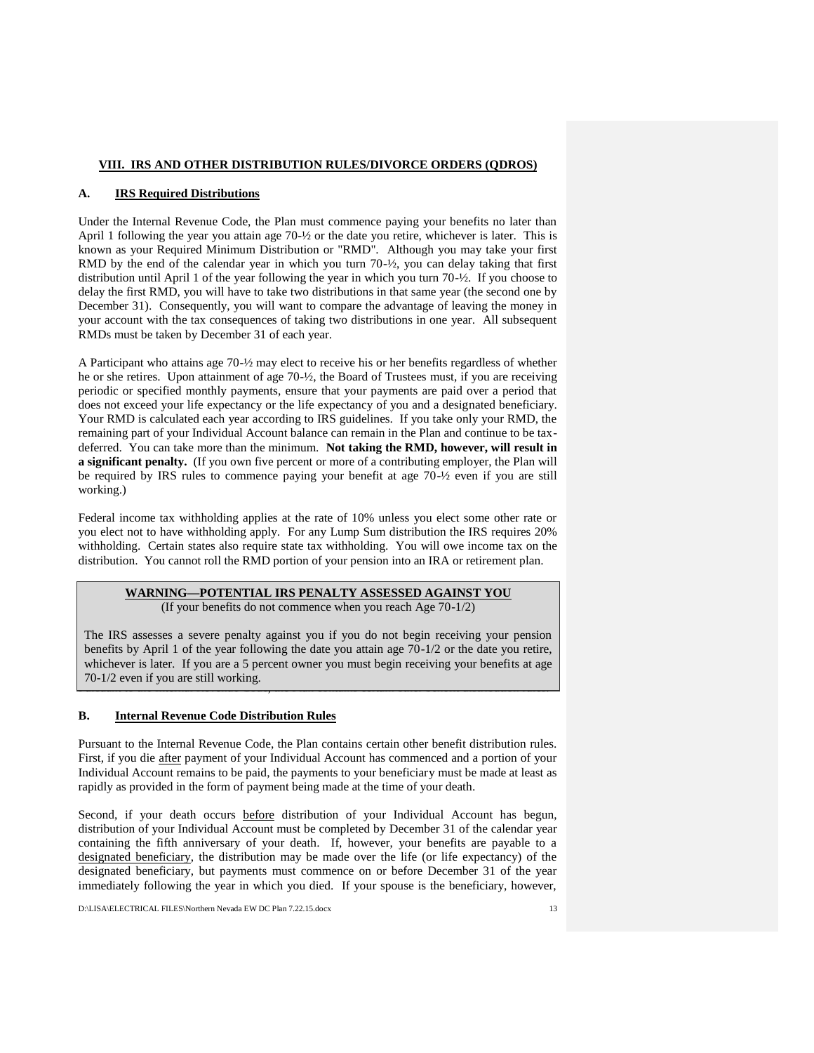## VIII. IRS AND OTHER DISTRIBUTION RULES/DIVORCE ORDERS (QDROS)

### A. IRS Required Distributions

Under the Internal Revenue Code, the Plan must commence paying your benefits no later than April 1 following the year you attain age 70-½ or the date you retire, whichever is later. This is known as your Required Minimum Distribution or "RMD". Although you may take your first RMD by the end of the calendar year in which you turn 70-½, you can delay taking that first distribution until April 1 of the year following the year in which you turn 70-½. If you choose to delay the first RMD, you will have to take two distributions in that same year (the second one by December 31). Consequently, you will want to compare the advantage of leaving the money in your account with the tax consequences of taking two distributions in one year. All subsequent RMDs must be taken by December 31 of each year.

A Participant who attains age 70-½ may elect to receive his or her benefits regardless of whether he or she retires. Upon attainment of age 70-½, the Board of Trustees must, if you are receiving periodic or specified monthly payments, ensure that your payments are paid over a period that does not exceed your life expectancy or the life expectancy of you and a designated beneficiary. Your RMD is calculated each year according to IRS guidelines. If you take only your RMD, the remaining part of your Individual Account balance can remain in the Plan and continue to be tax-deferred. You can take more than the minimum. **Not taking the RMD, however, will result in a significant penalty.** (If you own five percent or more of a contributing employer, the Plan will be required by IRS rules to commence paying your benefit at age 70-½ even if you are still working.)

Federal income tax withholding applies at the rate of 10% unless you elect some other rate or you elect not to have withholding apply. For any Lump Sum distribution the IRS requires 20% withholding. Certain states also require state tax withholding. You will owe income tax on the distribution. You cannot roll the RMD portion of your pension into an IRA or retirement plan.

> **WARNING—POTENTIAL IRS PENALTY ASSESSED AGAINST YOU**
> (If your benefits do not commence when you reach Age 70-1/2)
>
> The IRS assesses a severe penalty against you if you do not begin receiving your pension benefits by April 1 of the year following the date you attain age 70-1/2 or the date you retire, whichever is later. If you are a 5 percent owner you must begin receiving your benefits at age 70-1/2 even if you are still working.

### B. Internal Revenue Code Distribution Rules

Pursuant to the Internal Revenue Code, the Plan contains certain other benefit distribution rules. First, if you die after payment of your Individual Account has commenced and a portion of your Individual Account remains to be paid, the payments to your beneficiary must be made at least as rapidly as provided in the form of payment being made at the time of your death.

Second, if your death occurs before distribution of your Individual Account has begun, distribution of your Individual Account must be completed by December 31 of the calendar year containing the fifth anniversary of your death. If, however, your benefits are payable to a designated beneficiary, the distribution may be made over the life (or life expectancy) of the designated beneficiary, but payments must commence on or before December 31 of the year immediately following the year in which you died. If your spouse is the beneficiary, however,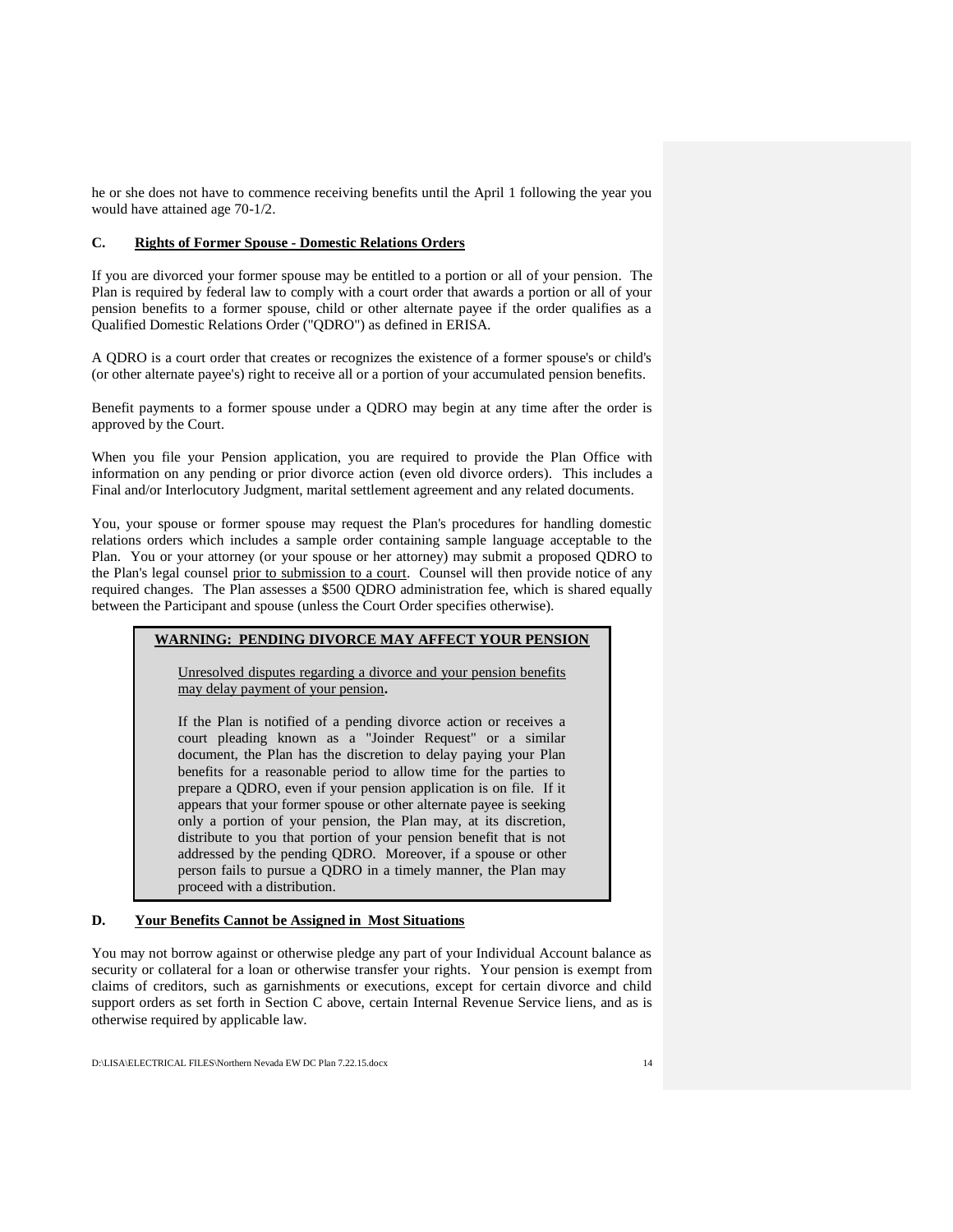he or she does not have to commence receiving benefits until the April 1 following the year you would have attained age 70-1/2.

### C. Rights of Former Spouse - Domestic Relations Orders

If you are divorced your former spouse may be entitled to a portion or all of your pension. The Plan is required by federal law to comply with a court order that awards a portion or all of your pension benefits to a former spouse, child or other alternate payee if the order qualifies as a Qualified Domestic Relations Order ("QDRO") as defined in ERISA.

A QDRO is a court order that creates or recognizes the existence of a former spouse's or child's (or other alternate payee's) right to receive all or a portion of your accumulated pension benefits.

Benefit payments to a former spouse under a QDRO may begin at any time after the order is approved by the Court.

When you file your Pension application, you are required to provide the Plan Office with information on any pending or prior divorce action (even old divorce orders). This includes a Final and/or Interlocutory Judgment, marital settlement agreement and any related documents.

You, your spouse or former spouse may request the Plan's procedures for handling domestic relations orders which includes a sample order containing sample language acceptable to the Plan. You or your attorney (or your spouse or her attorney) may submit a proposed QDRO to the Plan's legal counsel prior to submission to a court. Counsel will then provide notice of any required changes. The Plan assesses a $500 QDRO administration fee, which is shared equally between the Participant and spouse (unless the Court Order specifies otherwise).

> **WARNING: PENDING DIVORCE MAY AFFECT YOUR PENSION**
>
> Unresolved disputes regarding a divorce and your pension benefits may delay payment of your pension**.**
>
> If the Plan is notified of a pending divorce action or receives a court pleading known as a "Joinder Request" or a similar document, the Plan has the discretion to delay paying your Plan benefits for a reasonable period to allow time for the parties to prepare a QDRO, even if your pension application is on file. If it appears that your former spouse or other alternate payee is seeking only a portion of your pension, the Plan may, at its discretion, distribute to you that portion of your pension benefit that is not addressed by the pending QDRO. Moreover, if a spouse or other person fails to pursue a QDRO in a timely manner, the Plan may proceed with a distribution.

### D. Your Benefits Cannot be Assigned in Most Situations

You may not borrow against or otherwise pledge any part of your Individual Account balance as security or collateral for a loan or otherwise transfer your rights. Your pension is exempt from claims of creditors, such as garnishments or executions, except for certain divorce and child support orders as set forth in Section C above, certain Internal Revenue Service liens, and as is otherwise required by applicable law.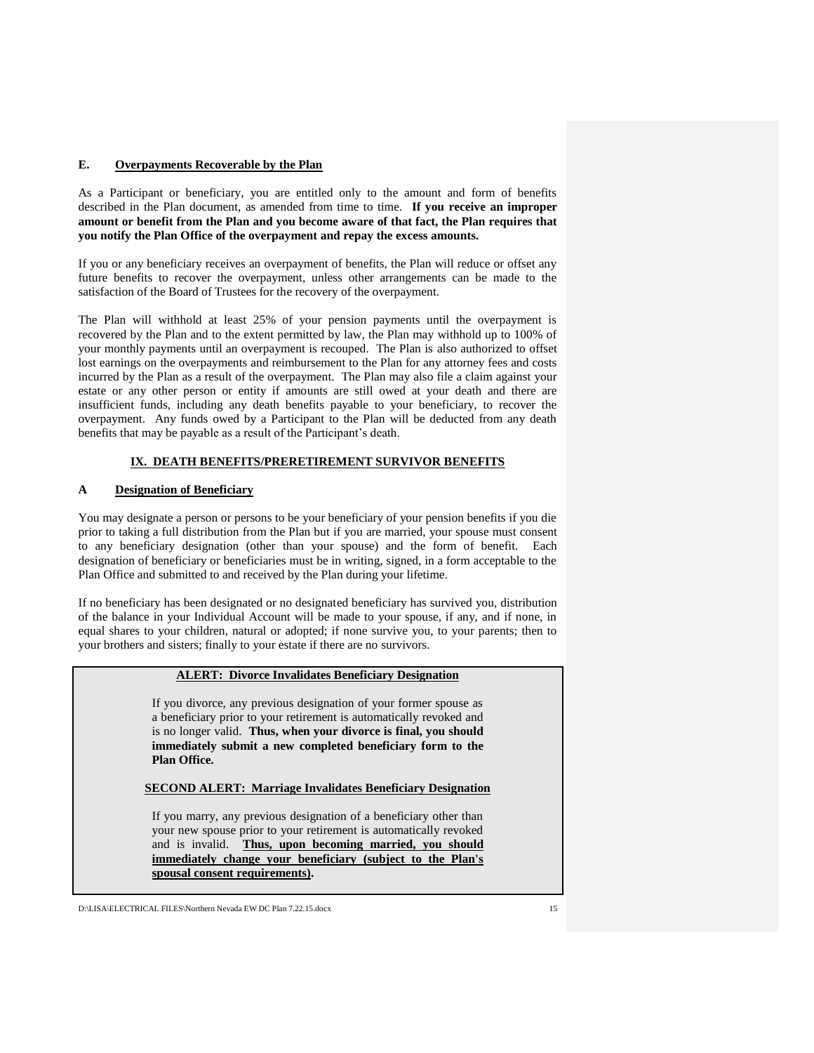### E. Overpayments Recoverable by the Plan

As a Participant or beneficiary, you are entitled only to the amount and form of benefits described in the Plan document, as amended from time to time. **If you receive an improper amount or benefit from the Plan and you become aware of that fact, the Plan requires that you notify the Plan Office of the overpayment and repay the excess amounts.**

If you or any beneficiary receives an overpayment of benefits, the Plan will reduce or offset any future benefits to recover the overpayment, unless other arrangements can be made to the satisfaction of the Board of Trustees for the recovery of the overpayment.

The Plan will withhold at least 25% of your pension payments until the overpayment is recovered by the Plan and to the extent permitted by law, the Plan may withhold up to 100% of your monthly payments until an overpayment is recouped. The Plan is also authorized to offset lost earnings on the overpayments and reimbursement to the Plan for any attorney fees and costs incurred by the Plan as a result of the overpayment. The Plan may also file a claim against your estate or any other person or entity if amounts are still owed at your death and there are insufficient funds, including any death benefits payable to your beneficiary, to recover the overpayment. Any funds owed by a Participant to the Plan will be deducted from any death benefits that may be payable as a result of the Participant's death.

## IX. DEATH BENEFITS/PRERETIREMENT SURVIVOR BENEFITS

### A Designation of Beneficiary

You may designate a person or persons to be your beneficiary of your pension benefits if you die prior to taking a full distribution from the Plan but if you are married, your spouse must consent to any beneficiary designation (other than your spouse) and the form of benefit. Each designation of beneficiary or beneficiaries must be in writing, signed, in a form acceptable to the Plan Office and submitted to and received by the Plan during your lifetime.

If no beneficiary has been designated or no designated beneficiary has survived you, distribution of the balance in your Individual Account will be made to your spouse, if any, and if none, in equal shares to your children, natural or adopted; if none survive you, to your parents; then to your brothers and sisters; finally to your estate if there are no survivors.

> **ALERT: Divorce Invalidates Beneficiary Designation**
>
> If you divorce, any previous designation of your former spouse as a beneficiary prior to your retirement is automatically revoked and is no longer valid. **Thus, when your divorce is final, you should immediately submit a new completed beneficiary form to the Plan Office.**
>
> **SECOND ALERT: Marriage Invalidates Beneficiary Designation**
>
> If you marry, any previous designation of a beneficiary other than your new spouse prior to your retirement is automatically revoked and is invalid. **Thus, upon becoming married, you should immediately change your beneficiary (subject to the Plan's spousal consent requirements).**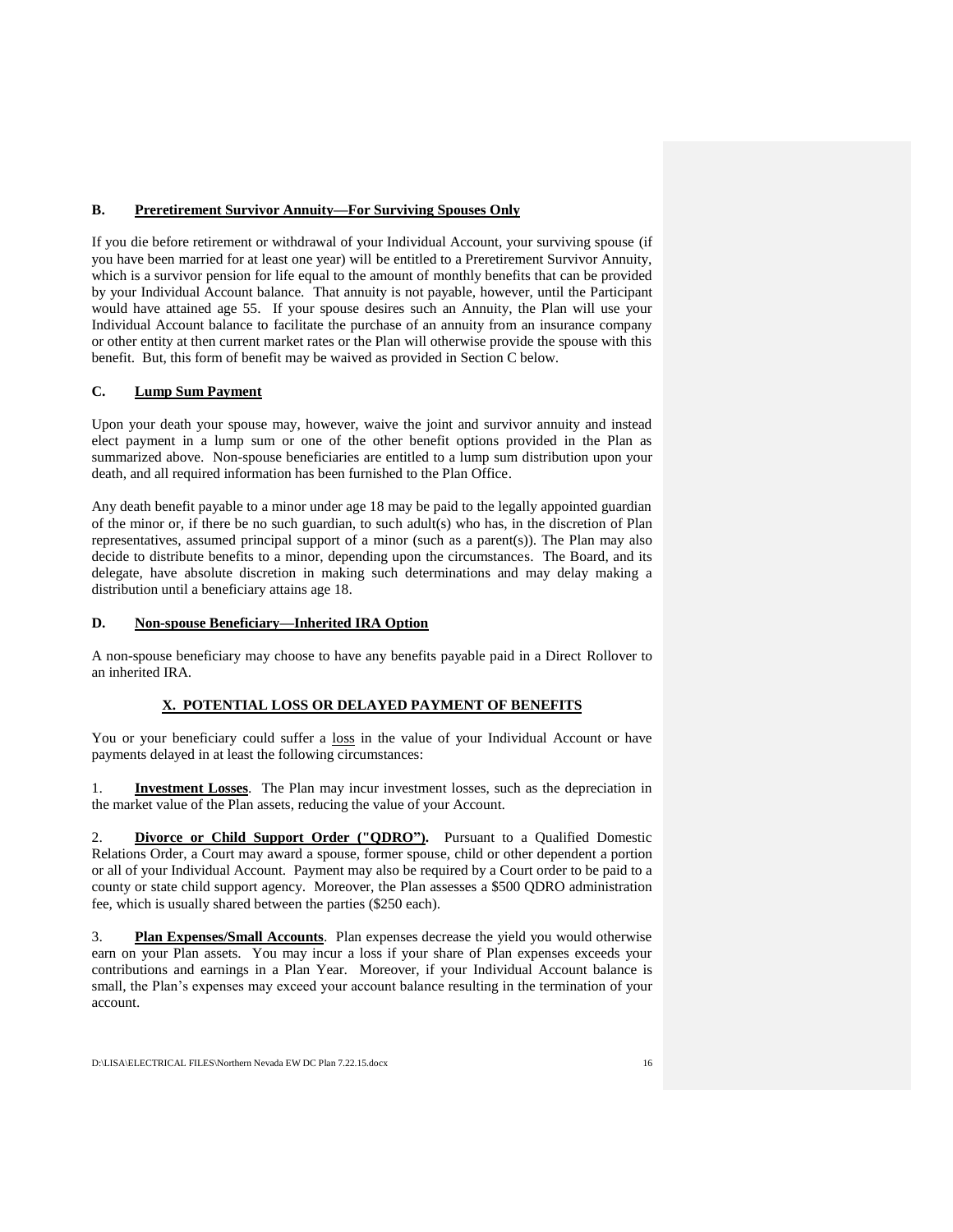### B. <u>Preretirement Survivor Annuity—For Surviving Spouses Only</u>

If you die before retirement or withdrawal of your Individual Account, your surviving spouse (if you have been married for at least one year) will be entitled to a Preretirement Survivor Annuity, which is a survivor pension for life equal to the amount of monthly benefits that can be provided by your Individual Account balance. That annuity is not payable, however, until the Participant would have attained age 55. If your spouse desires such an Annuity, the Plan will use your Individual Account balance to facilitate the purchase of an annuity from an insurance company or other entity at then current market rates or the Plan will otherwise provide the spouse with this benefit. But, this form of benefit may be waived as provided in Section C below.

### C. <u>Lump Sum Payment</u>

Upon your death your spouse may, however, waive the joint and survivor annuity and instead elect payment in a lump sum or one of the other benefit options provided in the Plan as summarized above. Non-spouse beneficiaries are entitled to a lump sum distribution upon your death, and all required information has been furnished to the Plan Office.

Any death benefit payable to a minor under age 18 may be paid to the legally appointed guardian of the minor or, if there be no such guardian, to such adult(s) who has, in the discretion of Plan representatives, assumed principal support of a minor (such as a parent(s)). The Plan may also decide to distribute benefits to a minor, depending upon the circumstances. The Board, and its delegate, have absolute discretion in making such determinations and may delay making a distribution until a beneficiary attains age 18.

### D. <u>Non-spouse Beneficiary—Inherited IRA Option</u>

A non-spouse beneficiary may choose to have any benefits payable paid in a Direct Rollover to an inherited IRA.

## <u>X. POTENTIAL LOSS OR DELAYED PAYMENT OF BENEFITS</u>

You or your beneficiary could suffer a <u>loss</u> in the value of your Individual Account or have payments delayed in at least the following circumstances:

1. **<u>Investment Losses</u>**. The Plan may incur investment losses, such as the depreciation in the market value of the Plan assets, reducing the value of your Account.

2. **<u>Divorce or Child Support Order ("QDRO")</u>.** Pursuant to a Qualified Domestic Relations Order, a Court may award a spouse, former spouse, child or other dependent a portion or all of your Individual Account. Payment may also be required by a Court order to be paid to a county or state child support agency. Moreover, the Plan assesses a $500 QDRO administration fee, which is usually shared between the parties ($250 each).

3. **<u>Plan Expenses/Small Accounts</u>**. Plan expenses decrease the yield you would otherwise earn on your Plan assets. You may incur a loss if your share of Plan expenses exceeds your contributions and earnings in a Plan Year. Moreover, if your Individual Account balance is small, the Plan's expenses may exceed your account balance resulting in the termination of your account.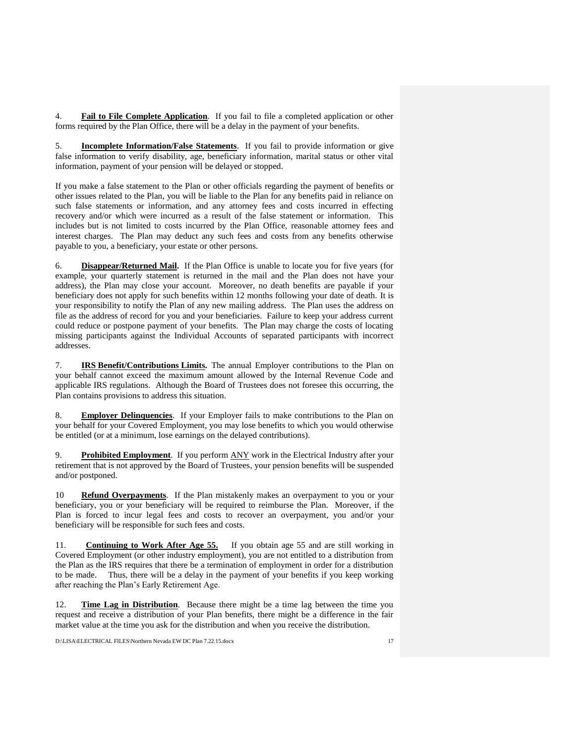4. **Fail to File Complete Application**. If you fail to file a completed application or other forms required by the Plan Office, there will be a delay in the payment of your benefits.

5. **Incomplete Information/False Statements**. If you fail to provide information or give false information to verify disability, age, beneficiary information, marital status or other vital information, payment of your pension will be delayed or stopped.

If you make a false statement to the Plan or other officials regarding the payment of benefits or other issues related to the Plan, you will be liable to the Plan for any benefits paid in reliance on such false statements or information, and any attorney fees and costs incurred in effecting recovery and/or which were incurred as a result of the false statement or information. This includes but is not limited to costs incurred by the Plan Office, reasonable attorney fees and interest charges. The Plan may deduct any such fees and costs from any benefits otherwise payable to you, a beneficiary, your estate or other persons.

6. **Disappear/Returned Mail.** If the Plan Office is unable to locate you for five years (for example, your quarterly statement is returned in the mail and the Plan does not have your address), the Plan may close your account. Moreover, no death benefits are payable if your beneficiary does not apply for such benefits within 12 months following your date of death. It is your responsibility to notify the Plan of any new mailing address. The Plan uses the address on file as the address of record for you and your beneficiaries. Failure to keep your address current could reduce or postpone payment of your benefits. The Plan may charge the costs of locating missing participants against the Individual Accounts of separated participants with incorrect addresses.

7. **IRS Benefit/Contributions Limits.** The annual Employer contributions to the Plan on your behalf cannot exceed the maximum amount allowed by the Internal Revenue Code and applicable IRS regulations. Although the Board of Trustees does not foresee this occurring, the Plan contains provisions to address this situation.

8. **Employer Delinquencies**. If your Employer fails to make contributions to the Plan on your behalf for your Covered Employment, you may lose benefits to which you would otherwise be entitled (or at a minimum, lose earnings on the delayed contributions).

9. **Prohibited Employment**. If you perform ANY work in the Electrical Industry after your retirement that is not approved by the Board of Trustees, your pension benefits will be suspended and/or postponed.

10 **Refund Overpayments**. If the Plan mistakenly makes an overpayment to you or your beneficiary, you or your beneficiary will be required to reimburse the Plan. Moreover, if the Plan is forced to incur legal fees and costs to recover an overpayment, you and/or your beneficiary will be responsible for such fees and costs.

11. **Continuing to Work After Age 55.** If you obtain age 55 and are still working in Covered Employment (or other industry employment), you are not entitled to a distribution from the Plan as the IRS requires that there be a termination of employment in order for a distribution to be made. Thus, there will be a delay in the payment of your benefits if you keep working after reaching the Plan's Early Retirement Age.

12. **Time Lag in Distribution**. Because there might be a time lag between the time you request and receive a distribution of your Plan benefits, there might be a difference in the fair market value at the time you ask for the distribution and when you receive the distribution.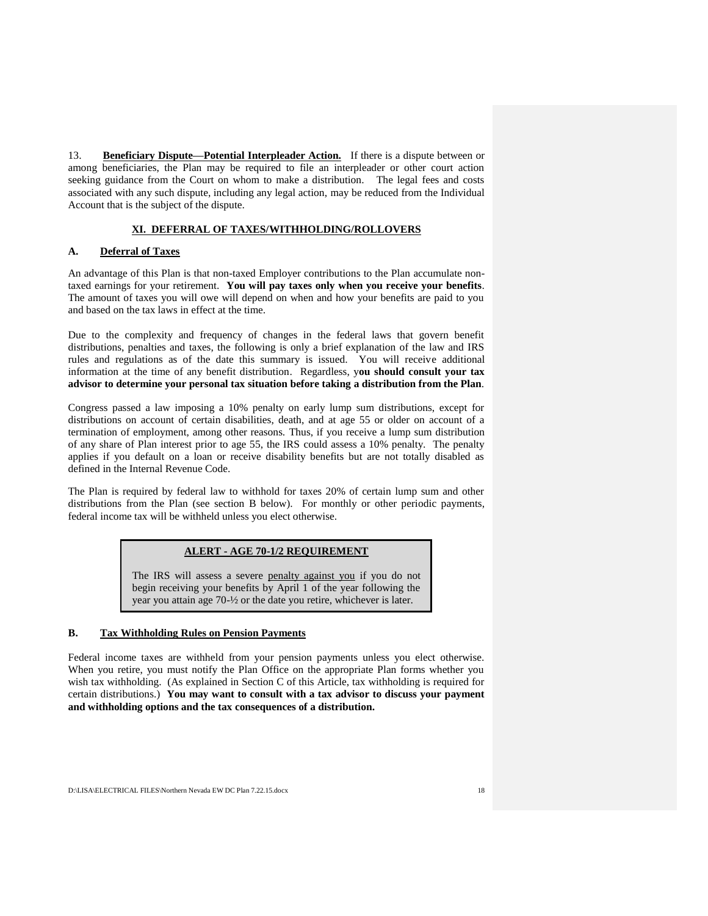13. **Beneficiary Dispute—Potential Interpleader Action.** If there is a dispute between or among beneficiaries, the Plan may be required to file an interpleader or other court action seeking guidance from the Court on whom to make a distribution. The legal fees and costs associated with any such dispute, including any legal action, may be reduced from the Individual Account that is the subject of the dispute.

## XI. DEFERRAL OF TAXES/WITHHOLDING/ROLLOVERS

### A. Deferral of Taxes

An advantage of this Plan is that non-taxed Employer contributions to the Plan accumulate non-taxed earnings for your retirement. **You will pay taxes only when you receive your benefits**. The amount of taxes you will owe will depend on when and how your benefits are paid to you and based on the tax laws in effect at the time.

Due to the complexity and frequency of changes in the federal laws that govern benefit distributions, penalties and taxes, the following is only a brief explanation of the law and IRS rules and regulations as of the date this summary is issued. You will receive additional information at the time of any benefit distribution. Regardless, y**ou should consult your tax advisor to determine your personal tax situation before taking a distribution from the Plan**.

Congress passed a law imposing a 10% penalty on early lump sum distributions, except for distributions on account of certain disabilities, death, and at age 55 or older on account of a termination of employment, among other reasons. Thus, if you receive a lump sum distribution of any share of Plan interest prior to age 55, the IRS could assess a 10% penalty. The penalty applies if you default on a loan or receive disability benefits but are not totally disabled as defined in the Internal Revenue Code.

The Plan is required by federal law to withhold for taxes 20% of certain lump sum and other distributions from the Plan (see section B below). For monthly or other periodic payments, federal income tax will be withheld unless you elect otherwise.

> **ALERT - AGE 70-1/2 REQUIREMENT**
>
> The IRS will assess a severe penalty against you if you do not begin receiving your benefits by April 1 of the year following the year you attain age 70-½ or the date you retire, whichever is later.

### B. Tax Withholding Rules on Pension Payments

Federal income taxes are withheld from your pension payments unless you elect otherwise. When you retire, you must notify the Plan Office on the appropriate Plan forms whether you wish tax withholding. (As explained in Section C of this Article, tax withholding is required for certain distributions.) **You may want to consult with a tax advisor to discuss your payment and withholding options and the tax consequences of a distribution.**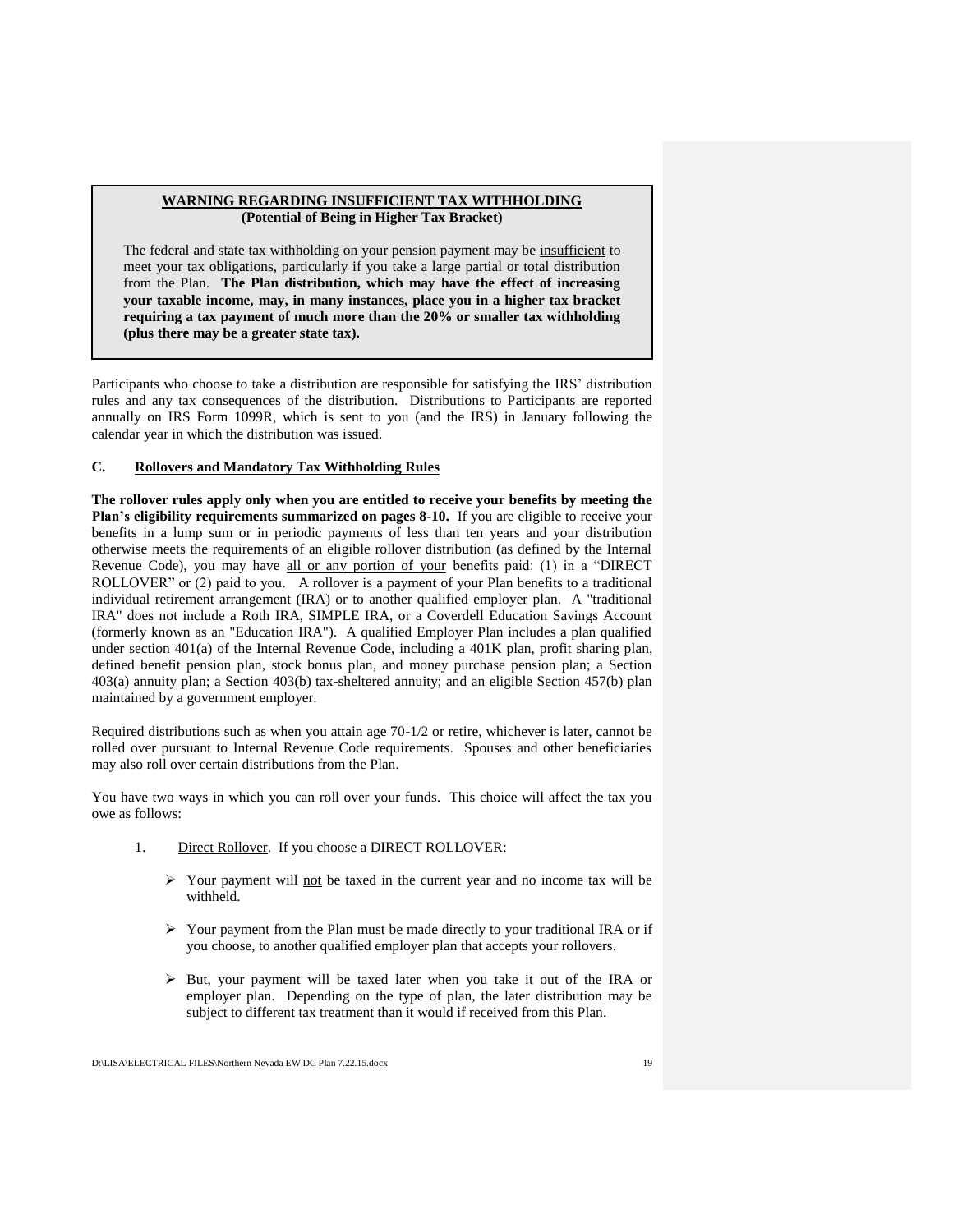**<u>WARNING REGARDING INSUFFICIENT TAX WITHHOLDING</u>**
**(Potential of Being in Higher Tax Bracket)**

The federal and state tax withholding on your pension payment may be <u>insufficient</u> to meet your tax obligations, particularly if you take a large partial or total distribution from the Plan. **The Plan distribution, which may have the effect of increasing your taxable income, may, in many instances, place you in a higher tax bracket requiring a tax payment of much more than the 20% or smaller tax withholding (plus there may be a greater state tax).**

Participants who choose to take a distribution are responsible for satisfying the IRS' distribution rules and any tax consequences of the distribution. Distributions to Participants are reported annually on IRS Form 1099R, which is sent to you (and the IRS) in January following the calendar year in which the distribution was issued.

### C. <u>Rollovers and Mandatory Tax Withholding Rules</u>

**The rollover rules apply only when you are entitled to receive your benefits by meeting the Plan's eligibility requirements summarized on pages 8-10.** If you are eligible to receive your benefits in a lump sum or in periodic payments of less than ten years and your distribution otherwise meets the requirements of an eligible rollover distribution (as defined by the Internal Revenue Code), you may have <u>all or any portion of your</u> benefits paid: (1) in a "DIRECT ROLLOVER" or (2) paid to you. A rollover is a payment of your Plan benefits to a traditional individual retirement arrangement (IRA) or to another qualified employer plan. A "traditional IRA" does not include a Roth IRA, SIMPLE IRA, or a Coverdell Education Savings Account (formerly known as an "Education IRA"). A qualified Employer Plan includes a plan qualified under section 401(a) of the Internal Revenue Code, including a 401K plan, profit sharing plan, defined benefit pension plan, stock bonus plan, and money purchase pension plan; a Section 403(a) annuity plan; a Section 403(b) tax-sheltered annuity; and an eligible Section 457(b) plan maintained by a government employer.

Required distributions such as when you attain age 70-1/2 or retire, whichever is later, cannot be rolled over pursuant to Internal Revenue Code requirements. Spouses and other beneficiaries may also roll over certain distributions from the Plan.

You have two ways in which you can roll over your funds. This choice will affect the tax you owe as follows:

1. <u>Direct Rollover</u>. If you choose a DIRECT ROLLOVER:

   - Your payment will <u>not</u> be taxed in the current year and no income tax will be withheld.
   - Your payment from the Plan must be made directly to your traditional IRA or if you choose, to another qualified employer plan that accepts your rollovers.
   - But, your payment will be <u>taxed later</u> when you take it out of the IRA or employer plan. Depending on the type of plan, the later distribution may be subject to different tax treatment than it would if received from this Plan.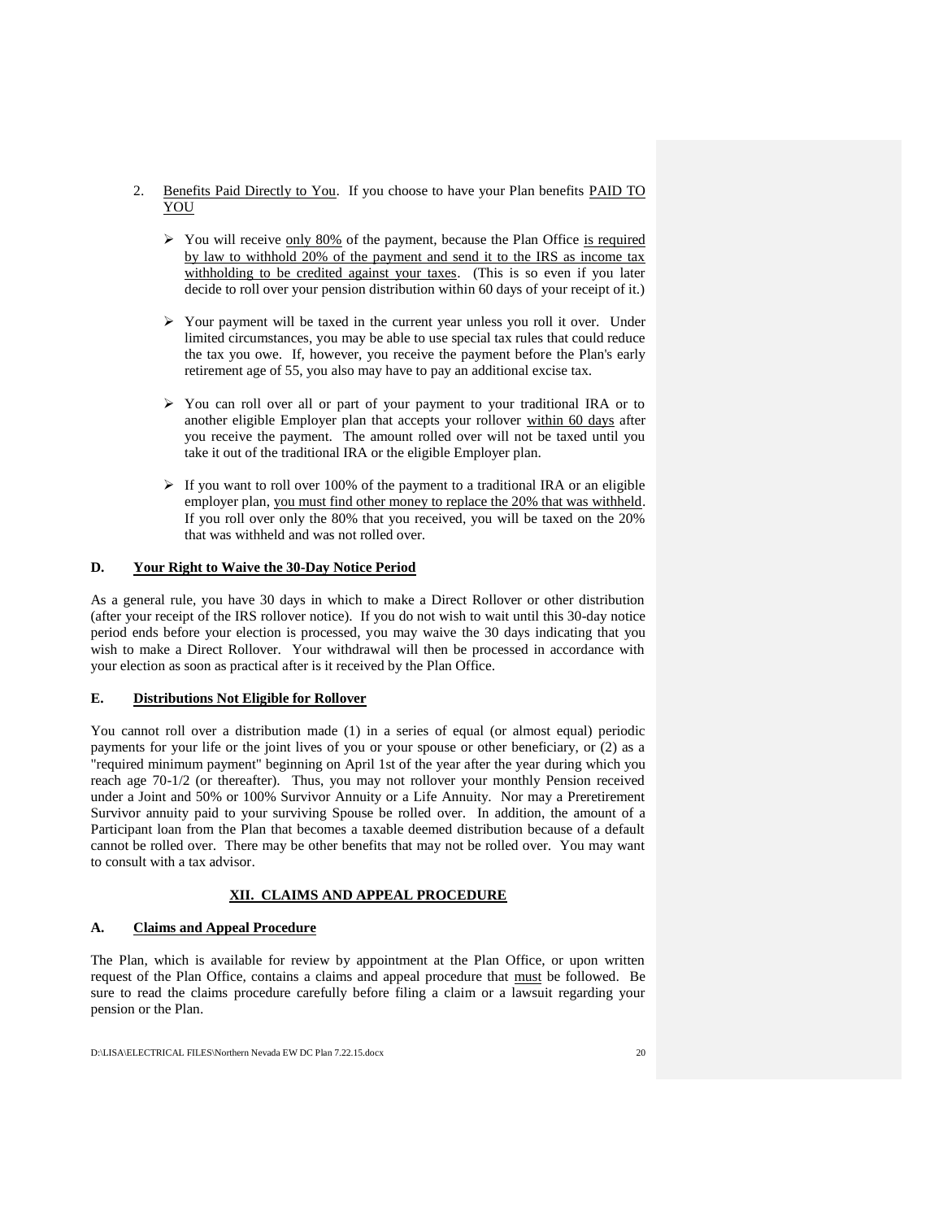2. Benefits Paid Directly to You. If you choose to have your Plan benefits PAID TO YOU

   - You will receive only 80% of the payment, because the Plan Office is required by law to withhold 20% of the payment and send it to the IRS as income tax withholding to be credited against your taxes. (This is so even if you later decide to roll over your pension distribution within 60 days of your receipt of it.)

   - Your payment will be taxed in the current year unless you roll it over. Under limited circumstances, you may be able to use special tax rules that could reduce the tax you owe. If, however, you receive the payment before the Plan's early retirement age of 55, you also may have to pay an additional excise tax.

   - You can roll over all or part of your payment to your traditional IRA or to another eligible Employer plan that accepts your rollover within 60 days after you receive the payment. The amount rolled over will not be taxed until you take it out of the traditional IRA or the eligible Employer plan.

   - If you want to roll over 100% of the payment to a traditional IRA or an eligible employer plan, you must find other money to replace the 20% that was withheld. If you roll over only the 80% that you received, you will be taxed on the 20% that was withheld and was not rolled over.

### D. Your Right to Waive the 30-Day Notice Period

As a general rule, you have 30 days in which to make a Direct Rollover or other distribution (after your receipt of the IRS rollover notice). If you do not wish to wait until this 30-day notice period ends before your election is processed, you may waive the 30 days indicating that you wish to make a Direct Rollover. Your withdrawal will then be processed in accordance with your election as soon as practical after is it received by the Plan Office.

### E. Distributions Not Eligible for Rollover

You cannot roll over a distribution made (1) in a series of equal (or almost equal) periodic payments for your life or the joint lives of you or your spouse or other beneficiary, or (2) as a "required minimum payment" beginning on April 1st of the year after the year during which you reach age 70-1/2 (or thereafter). Thus, you may not rollover your monthly Pension received under a Joint and 50% or 100% Survivor Annuity or a Life Annuity. Nor may a Preretirement Survivor annuity paid to your surviving Spouse be rolled over. In addition, the amount of a Participant loan from the Plan that becomes a taxable deemed distribution because of a default cannot be rolled over. There may be other benefits that may not be rolled over. You may want to consult with a tax advisor.

## XII. CLAIMS AND APPEAL PROCEDURE

### A. Claims and Appeal Procedure

The Plan, which is available for review by appointment at the Plan Office, or upon written request of the Plan Office, contains a claims and appeal procedure that must be followed. Be sure to read the claims procedure carefully before filing a claim or a lawsuit regarding your pension or the Plan.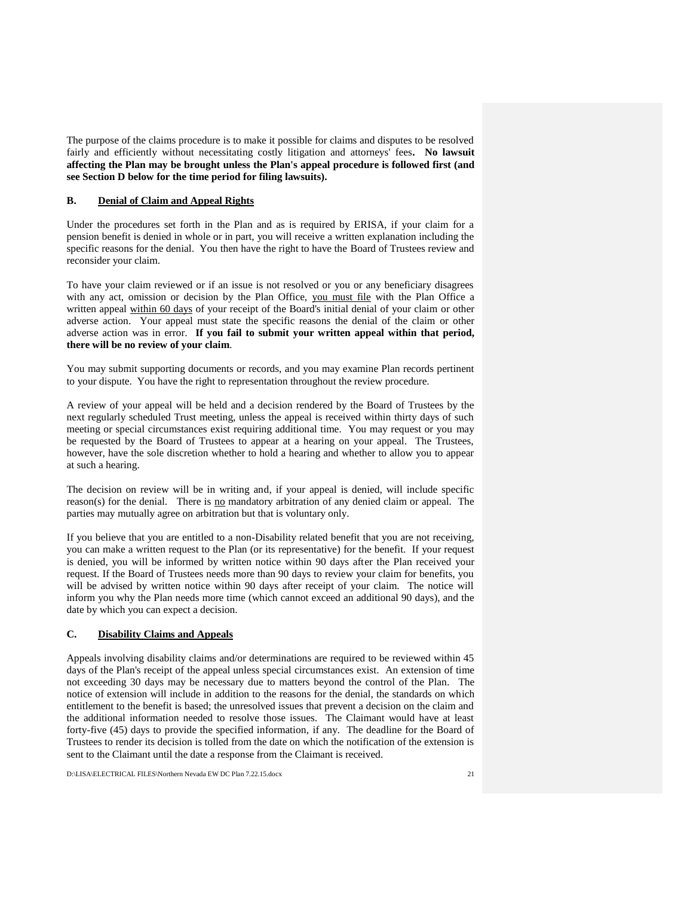The purpose of the claims procedure is to make it possible for claims and disputes to be resolved fairly and efficiently without necessitating costly litigation and attorneys' fees**. No lawsuit affecting the Plan may be brought unless the Plan's appeal procedure is followed first (and see Section D below for the time period for filing lawsuits).**

### B. Denial of Claim and Appeal Rights

Under the procedures set forth in the Plan and as is required by ERISA, if your claim for a pension benefit is denied in whole or in part, you will receive a written explanation including the specific reasons for the denial. You then have the right to have the Board of Trustees review and reconsider your claim.

To have your claim reviewed or if an issue is not resolved or you or any beneficiary disagrees with any act, omission or decision by the Plan Office, you must file with the Plan Office a written appeal within 60 days of your receipt of the Board's initial denial of your claim or other adverse action. Your appeal must state the specific reasons the denial of the claim or other adverse action was in error. **If you fail to submit your written appeal within that period, there will be no review of your claim**.

You may submit supporting documents or records, and you may examine Plan records pertinent to your dispute. You have the right to representation throughout the review procedure.

A review of your appeal will be held and a decision rendered by the Board of Trustees by the next regularly scheduled Trust meeting, unless the appeal is received within thirty days of such meeting or special circumstances exist requiring additional time. You may request or you may be requested by the Board of Trustees to appear at a hearing on your appeal. The Trustees, however, have the sole discretion whether to hold a hearing and whether to allow you to appear at such a hearing.

The decision on review will be in writing and, if your appeal is denied, will include specific reason(s) for the denial. There is no mandatory arbitration of any denied claim or appeal. The parties may mutually agree on arbitration but that is voluntary only.

If you believe that you are entitled to a non-Disability related benefit that you are not receiving, you can make a written request to the Plan (or its representative) for the benefit. If your request is denied, you will be informed by written notice within 90 days after the Plan received your request. If the Board of Trustees needs more than 90 days to review your claim for benefits, you will be advised by written notice within 90 days after receipt of your claim. The notice will inform you why the Plan needs more time (which cannot exceed an additional 90 days), and the date by which you can expect a decision.

### C. Disability Claims and Appeals

Appeals involving disability claims and/or determinations are required to be reviewed within 45 days of the Plan's receipt of the appeal unless special circumstances exist. An extension of time not exceeding 30 days may be necessary due to matters beyond the control of the Plan. The notice of extension will include in addition to the reasons for the denial, the standards on which entitlement to the benefit is based; the unresolved issues that prevent a decision on the claim and the additional information needed to resolve those issues. The Claimant would have at least forty-five (45) days to provide the specified information, if any. The deadline for the Board of Trustees to render its decision is tolled from the date on which the notification of the extension is sent to the Claimant until the date a response from the Claimant is received.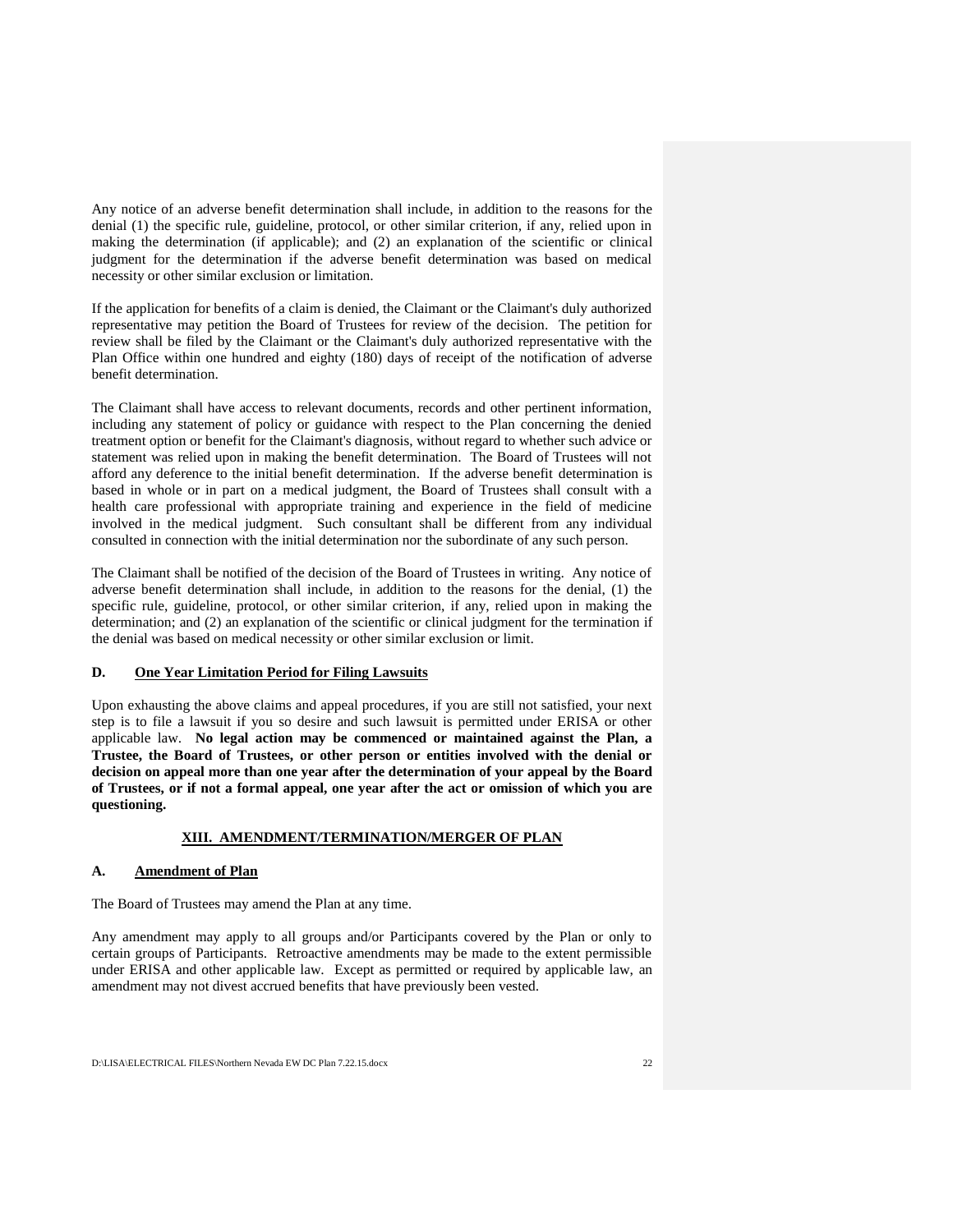Any notice of an adverse benefit determination shall include, in addition to the reasons for the denial (1) the specific rule, guideline, protocol, or other similar criterion, if any, relied upon in making the determination (if applicable); and (2) an explanation of the scientific or clinical judgment for the determination if the adverse benefit determination was based on medical necessity or other similar exclusion or limitation.

If the application for benefits of a claim is denied, the Claimant or the Claimant's duly authorized representative may petition the Board of Trustees for review of the decision. The petition for review shall be filed by the Claimant or the Claimant's duly authorized representative with the Plan Office within one hundred and eighty (180) days of receipt of the notification of adverse benefit determination.

The Claimant shall have access to relevant documents, records and other pertinent information, including any statement of policy or guidance with respect to the Plan concerning the denied treatment option or benefit for the Claimant's diagnosis, without regard to whether such advice or statement was relied upon in making the benefit determination. The Board of Trustees will not afford any deference to the initial benefit determination. If the adverse benefit determination is based in whole or in part on a medical judgment, the Board of Trustees shall consult with a health care professional with appropriate training and experience in the field of medicine involved in the medical judgment. Such consultant shall be different from any individual consulted in connection with the initial determination nor the subordinate of any such person.

The Claimant shall be notified of the decision of the Board of Trustees in writing. Any notice of adverse benefit determination shall include, in addition to the reasons for the denial, (1) the specific rule, guideline, protocol, or other similar criterion, if any, relied upon in making the determination; and (2) an explanation of the scientific or clinical judgment for the termination if the denial was based on medical necessity or other similar exclusion or limit.

### D. One Year Limitation Period for Filing Lawsuits

Upon exhausting the above claims and appeal procedures, if you are still not satisfied, your next step is to file a lawsuit if you so desire and such lawsuit is permitted under ERISA or other applicable law. **No legal action may be commenced or maintained against the Plan, a Trustee, the Board of Trustees, or other person or entities involved with the denial or decision on appeal more than one year after the determination of your appeal by the Board of Trustees, or if not a formal appeal, one year after the act or omission of which you are questioning.**

## XIII. AMENDMENT/TERMINATION/MERGER OF PLAN

### A. Amendment of Plan

The Board of Trustees may amend the Plan at any time.

Any amendment may apply to all groups and/or Participants covered by the Plan or only to certain groups of Participants. Retroactive amendments may be made to the extent permissible under ERISA and other applicable law. Except as permitted or required by applicable law, an amendment may not divest accrued benefits that have previously been vested.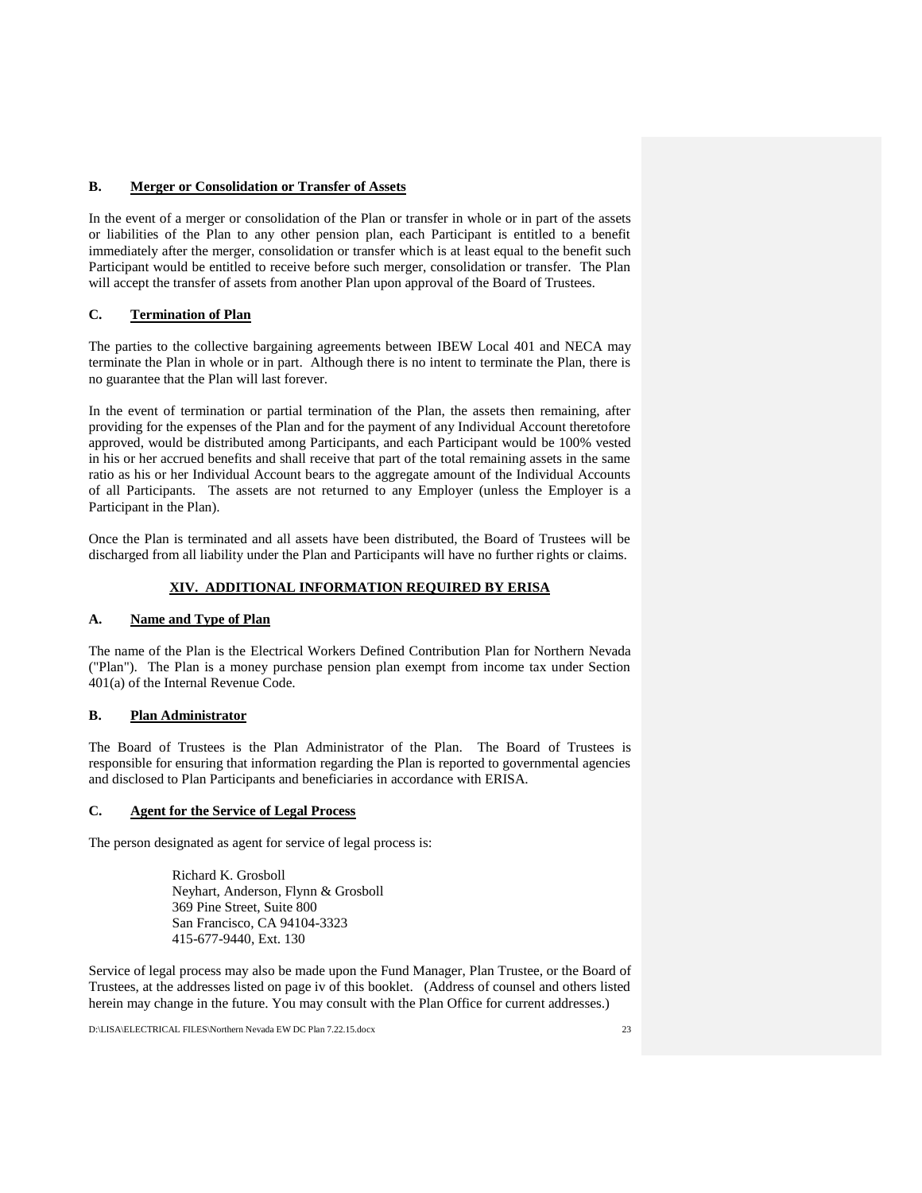### B. Merger or Consolidation or Transfer of Assets

In the event of a merger or consolidation of the Plan or transfer in whole or in part of the assets or liabilities of the Plan to any other pension plan, each Participant is entitled to a benefit immediately after the merger, consolidation or transfer which is at least equal to the benefit such Participant would be entitled to receive before such merger, consolidation or transfer. The Plan will accept the transfer of assets from another Plan upon approval of the Board of Trustees.

### C. Termination of Plan

The parties to the collective bargaining agreements between IBEW Local 401 and NECA may terminate the Plan in whole or in part. Although there is no intent to terminate the Plan, there is no guarantee that the Plan will last forever.

In the event of termination or partial termination of the Plan, the assets then remaining, after providing for the expenses of the Plan and for the payment of any Individual Account theretofore approved, would be distributed among Participants, and each Participant would be 100% vested in his or her accrued benefits and shall receive that part of the total remaining assets in the same ratio as his or her Individual Account bears to the aggregate amount of the Individual Accounts of all Participants. The assets are not returned to any Employer (unless the Employer is a Participant in the Plan).

Once the Plan is terminated and all assets have been distributed, the Board of Trustees will be discharged from all liability under the Plan and Participants will have no further rights or claims.

## XIV. ADDITIONAL INFORMATION REQUIRED BY ERISA

### A. Name and Type of Plan

The name of the Plan is the Electrical Workers Defined Contribution Plan for Northern Nevada ("Plan"). The Plan is a money purchase pension plan exempt from income tax under Section 401(a) of the Internal Revenue Code.

### B. Plan Administrator

The Board of Trustees is the Plan Administrator of the Plan. The Board of Trustees is responsible for ensuring that information regarding the Plan is reported to governmental agencies and disclosed to Plan Participants and beneficiaries in accordance with ERISA.

### C. Agent for the Service of Legal Process

The person designated as agent for service of legal process is:

Richard K. Grosboll
Neyhart, Anderson, Flynn & Grosboll
369 Pine Street, Suite 800
San Francisco, CA 94104-3323
415-677-9440, Ext. 130

Service of legal process may also be made upon the Fund Manager, Plan Trustee, or the Board of Trustees, at the addresses listed on page iv of this booklet. (Address of counsel and others listed herein may change in the future. You may consult with the Plan Office for current addresses.)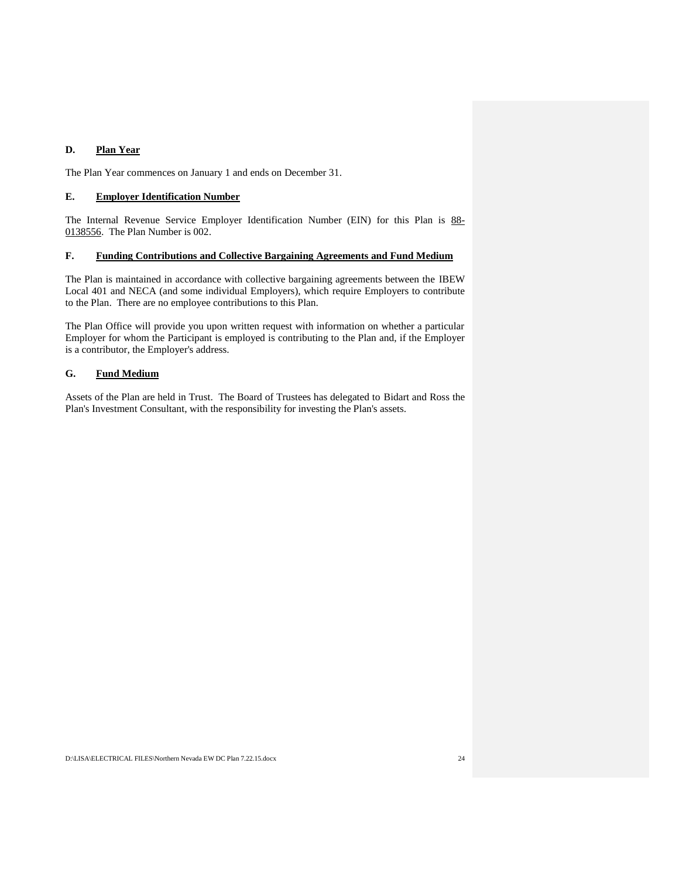### D. Plan Year

The Plan Year commences on January 1 and ends on December 31.

### E. Employer Identification Number

The Internal Revenue Service Employer Identification Number (EIN) for this Plan is 88-0138556. The Plan Number is 002.

### F. Funding Contributions and Collective Bargaining Agreements and Fund Medium

The Plan is maintained in accordance with collective bargaining agreements between the IBEW Local 401 and NECA (and some individual Employers), which require Employers to contribute to the Plan. There are no employee contributions to this Plan.

The Plan Office will provide you upon written request with information on whether a particular Employer for whom the Participant is employed is contributing to the Plan and, if the Employer is a contributor, the Employer's address.

### G. Fund Medium

Assets of the Plan are held in Trust. The Board of Trustees has delegated to Bidart and Ross the Plan's Investment Consultant, with the responsibility for investing the Plan's assets.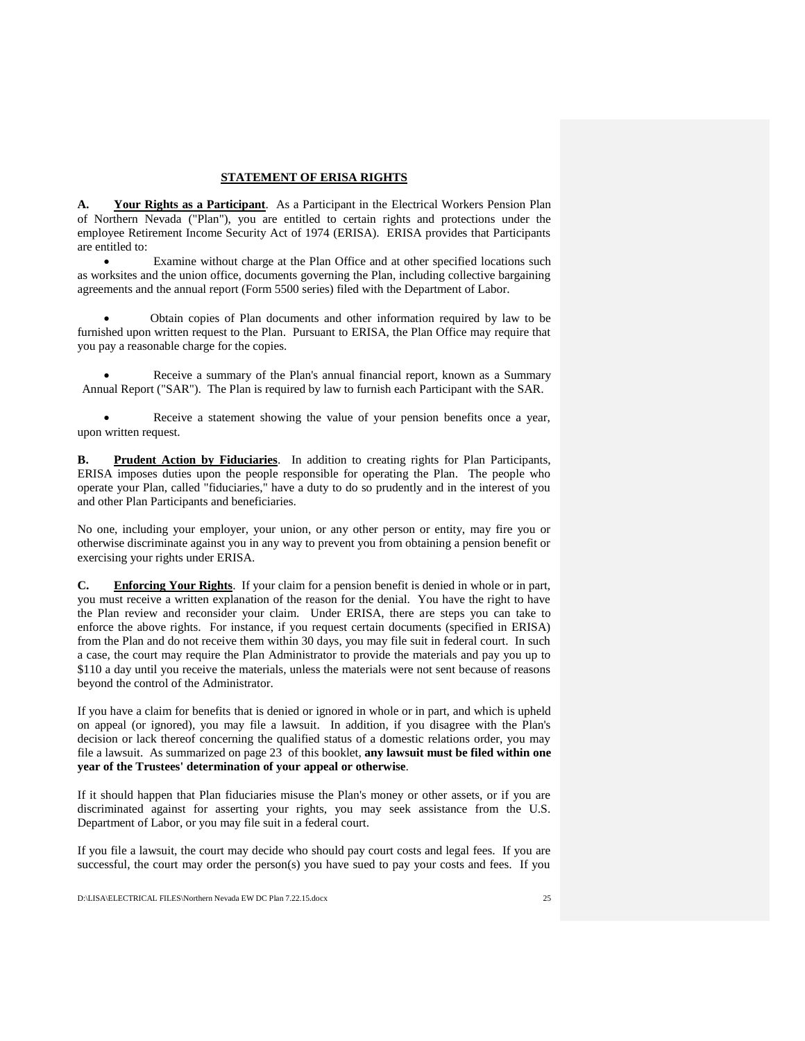## STATEMENT OF ERISA RIGHTS

**A. Your Rights as a Participant**. As a Participant in the Electrical Workers Pension Plan of Northern Nevada ("Plan"), you are entitled to certain rights and protections under the employee Retirement Income Security Act of 1974 (ERISA). ERISA provides that Participants are entitled to:

- Examine without charge at the Plan Office and at other specified locations such as worksites and the union office, documents governing the Plan, including collective bargaining agreements and the annual report (Form 5500 series) filed with the Department of Labor.

- Obtain copies of Plan documents and other information required by law to be furnished upon written request to the Plan. Pursuant to ERISA, the Plan Office may require that you pay a reasonable charge for the copies.

- Receive a summary of the Plan's annual financial report, known as a Summary Annual Report ("SAR"). The Plan is required by law to furnish each Participant with the SAR.

- Receive a statement showing the value of your pension benefits once a year, upon written request.

**B. Prudent Action by Fiduciaries**. In addition to creating rights for Plan Participants, ERISA imposes duties upon the people responsible for operating the Plan. The people who operate your Plan, called "fiduciaries," have a duty to do so prudently and in the interest of you and other Plan Participants and beneficiaries.

No one, including your employer, your union, or any other person or entity, may fire you or otherwise discriminate against you in any way to prevent you from obtaining a pension benefit or exercising your rights under ERISA.

**C. Enforcing Your Rights**. If your claim for a pension benefit is denied in whole or in part, you must receive a written explanation of the reason for the denial. You have the right to have the Plan review and reconsider your claim. Under ERISA, there are steps you can take to enforce the above rights. For instance, if you request certain documents (specified in ERISA) from the Plan and do not receive them within 30 days, you may file suit in federal court. In such a case, the court may require the Plan Administrator to provide the materials and pay you up to $110 a day until you receive the materials, unless the materials were not sent because of reasons beyond the control of the Administrator.

If you have a claim for benefits that is denied or ignored in whole or in part, and which is upheld on appeal (or ignored), you may file a lawsuit. In addition, if you disagree with the Plan's decision or lack thereof concerning the qualified status of a domestic relations order, you may file a lawsuit. As summarized on page 23 of this booklet, **any lawsuit must be filed within one year of the Trustees' determination of your appeal or otherwise**.

If it should happen that Plan fiduciaries misuse the Plan's money or other assets, or if you are discriminated against for asserting your rights, you may seek assistance from the U.S. Department of Labor, or you may file suit in a federal court.

If you file a lawsuit, the court may decide who should pay court costs and legal fees. If you are successful, the court may order the person(s) you have sued to pay your costs and fees. If you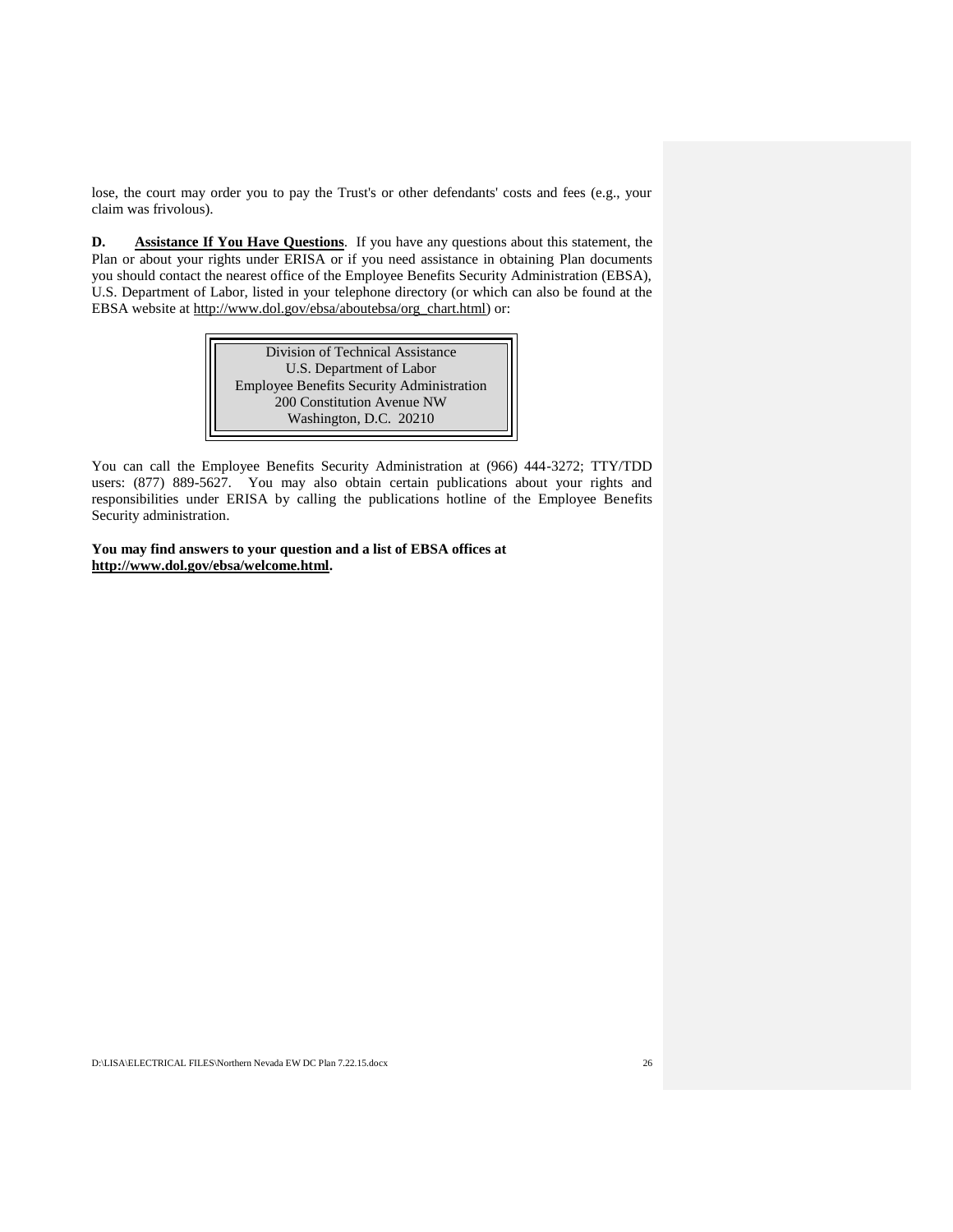lose, the court may order you to pay the Trust's or other defendants' costs and fees (e.g., your claim was frivolous).

**D. Assistance If You Have Questions**. If you have any questions about this statement, the Plan or about your rights under ERISA or if you need assistance in obtaining Plan documents you should contact the nearest office of the Employee Benefits Security Administration (EBSA), U.S. Department of Labor, listed in your telephone directory (or which can also be found at the EBSA website at http://www.dol.gov/ebsa/aboutebsa/org_chart.html) or:

Division of Technical Assistance
U.S. Department of Labor
Employee Benefits Security Administration
200 Constitution Avenue NW
Washington, D.C. 20210

You can call the Employee Benefits Security Administration at (966) 444-3272; TTY/TDD users: (877) 889-5627. You may also obtain certain publications about your rights and responsibilities under ERISA by calling the publications hotline of the Employee Benefits Security administration.

**You may find answers to your question and a list of EBSA offices at http://www.dol.gov/ebsa/welcome.html.**